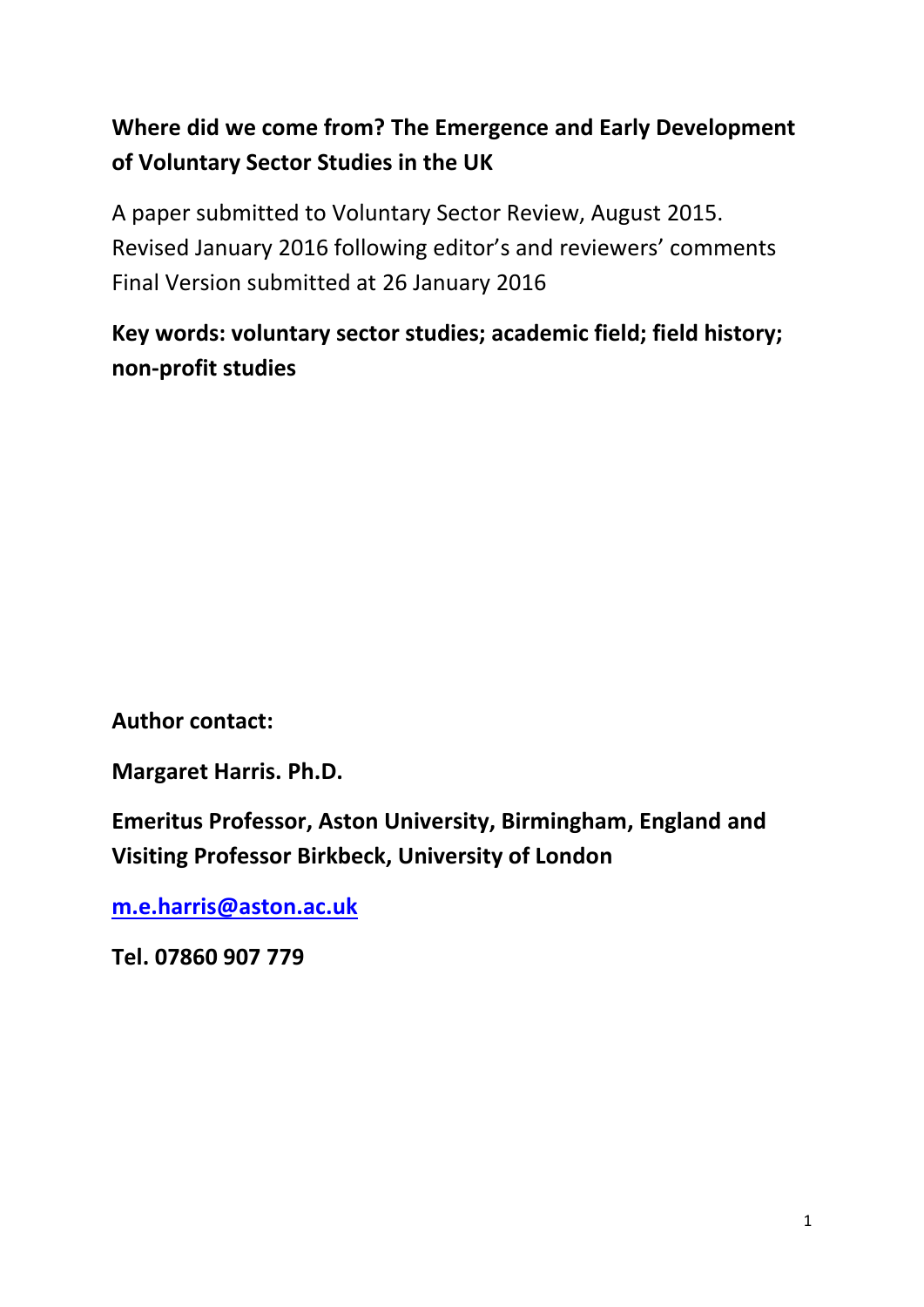# Where did we come from? The Emergence and Early Development of Voluntary Sector Studies in the UK

A paper submitted to Voluntary Sector Review, August 2015.
Revised January 2016 following editor's and reviewers' comments
Final Version submitted at 26 January 2016

**Key words: voluntary sector studies; academic field; field history; non-profit studies**

**Author contact:**

**Margaret Harris. Ph.D.**

**Emeritus Professor, Aston University, Birmingham, England and Visiting Professor Birkbeck, University of London**

**m.e.harris@aston.ac.uk**

**Tel. 07860 907 779**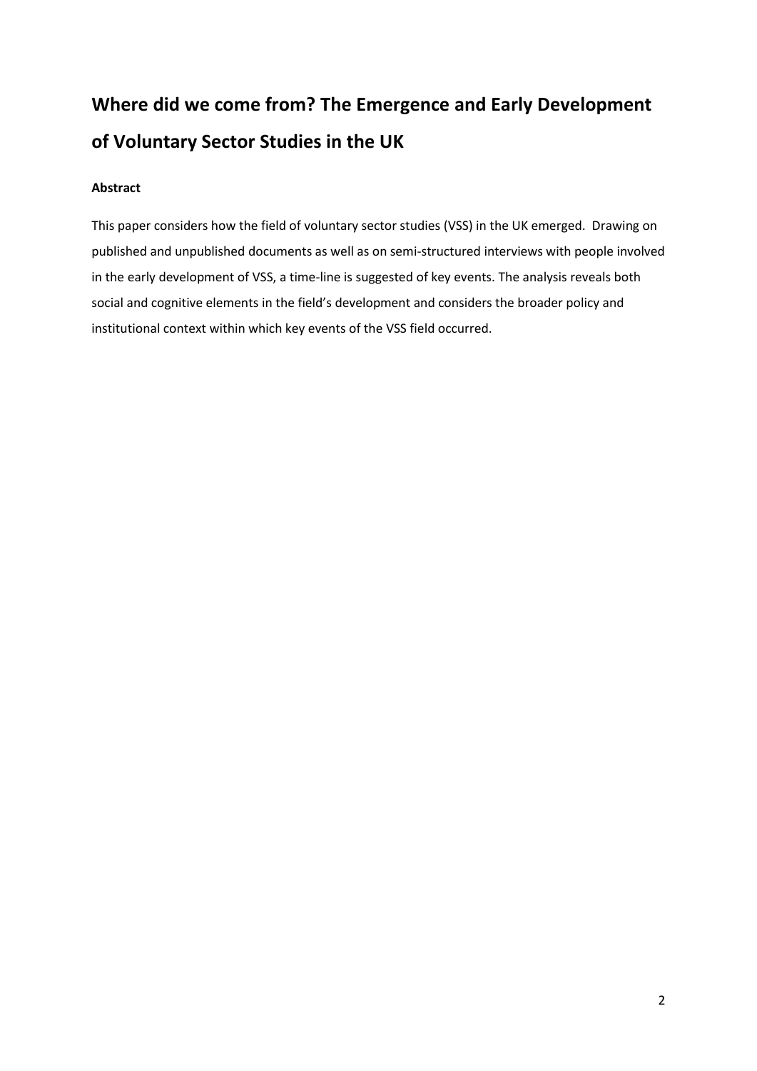# Where did we come from? The Emergence and Early Development of Voluntary Sector Studies in the UK

**Abstract**

This paper considers how the field of voluntary sector studies (VSS) in the UK emerged. Drawing on published and unpublished documents as well as on semi-structured interviews with people involved in the early development of VSS, a time-line is suggested of key events. The analysis reveals both social and cognitive elements in the field's development and considers the broader policy and institutional context within which key events of the VSS field occurred.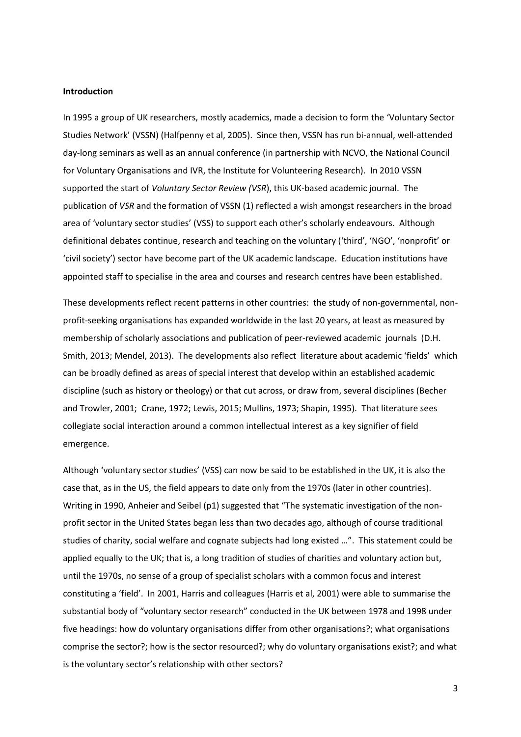**Introduction**

In 1995 a group of UK researchers, mostly academics, made a decision to form the 'Voluntary Sector Studies Network' (VSSN) (Halfpenny et al, 2005). Since then, VSSN has run bi-annual, well-attended day-long seminars as well as an annual conference (in partnership with NCVO, the National Council for Voluntary Organisations and IVR, the Institute for Volunteering Research). In 2010 VSSN supported the start of *Voluntary Sector Review (VSR*), this UK-based academic journal. The publication of *VSR* and the formation of VSSN (1) reflected a wish amongst researchers in the broad area of 'voluntary sector studies' (VSS) to support each other's scholarly endeavours. Although definitional debates continue, research and teaching on the voluntary ('third', 'NGO', 'nonprofit' or 'civil society') sector have become part of the UK academic landscape. Education institutions have appointed staff to specialise in the area and courses and research centres have been established.

These developments reflect recent patterns in other countries: the study of non-governmental, non-profit-seeking organisations has expanded worldwide in the last 20 years, at least as measured by membership of scholarly associations and publication of peer-reviewed academic journals (D.H. Smith, 2013; Mendel, 2013). The developments also reflect literature about academic 'fields' which can be broadly defined as areas of special interest that develop within an established academic discipline (such as history or theology) or that cut across, or draw from, several disciplines (Becher and Trowler, 2001; Crane, 1972; Lewis, 2015; Mullins, 1973; Shapin, 1995). That literature sees collegiate social interaction around a common intellectual interest as a key signifier of field emergence.

Although 'voluntary sector studies' (VSS) can now be said to be established in the UK, it is also the case that, as in the US, the field appears to date only from the 1970s (later in other countries). Writing in 1990, Anheier and Seibel (p1) suggested that "The systematic investigation of the non-profit sector in the United States began less than two decades ago, although of course traditional studies of charity, social welfare and cognate subjects had long existed …". This statement could be applied equally to the UK; that is, a long tradition of studies of charities and voluntary action but, until the 1970s, no sense of a group of specialist scholars with a common focus and interest constituting a 'field'. In 2001, Harris and colleagues (Harris et al, 2001) were able to summarise the substantial body of "voluntary sector research" conducted in the UK between 1978 and 1998 under five headings: how do voluntary organisations differ from other organisations?; what organisations comprise the sector?; how is the sector resourced?; why do voluntary organisations exist?; and what is the voluntary sector's relationship with other sectors?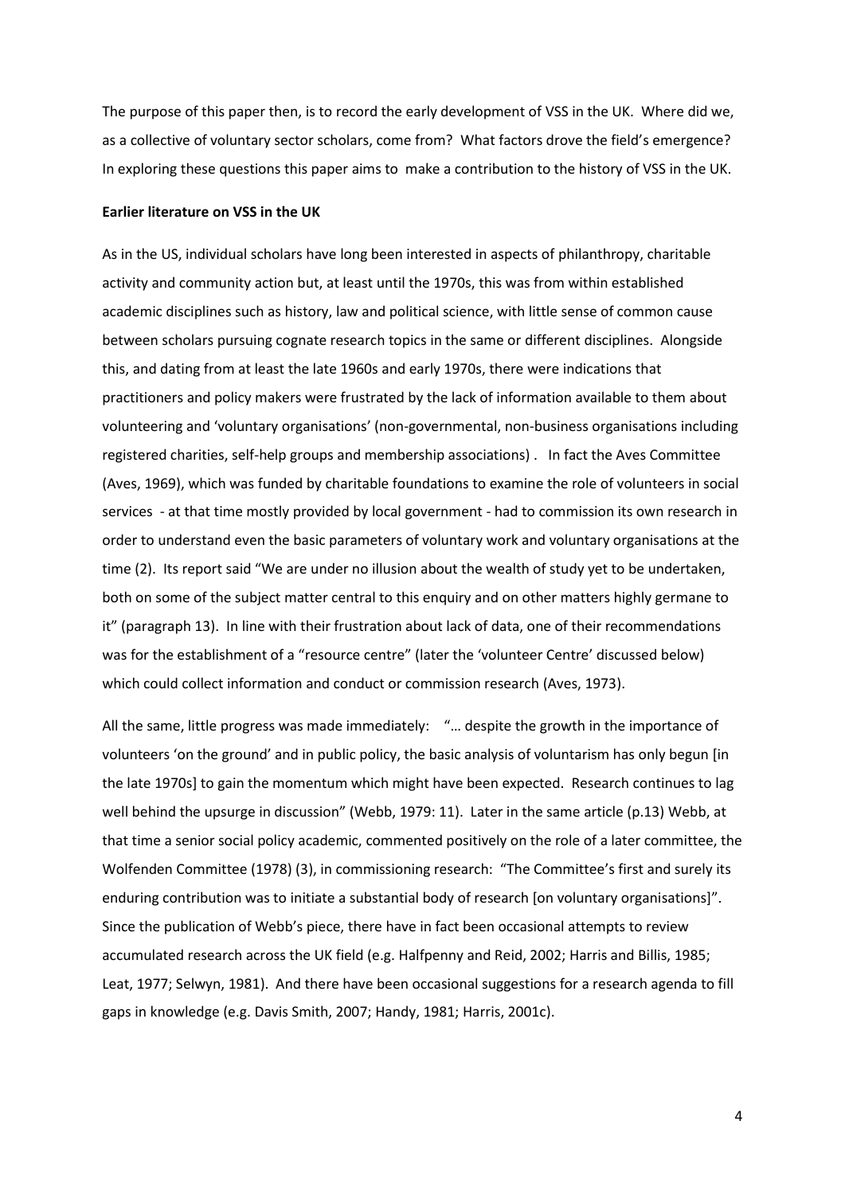The purpose of this paper then, is to record the early development of VSS in the UK. Where did we, as a collective of voluntary sector scholars, come from? What factors drove the field's emergence? In exploring these questions this paper aims to make a contribution to the history of VSS in the UK.

**Earlier literature on VSS in the UK**

As in the US, individual scholars have long been interested in aspects of philanthropy, charitable activity and community action but, at least until the 1970s, this was from within established academic disciplines such as history, law and political science, with little sense of common cause between scholars pursuing cognate research topics in the same or different disciplines. Alongside this, and dating from at least the late 1960s and early 1970s, there were indications that practitioners and policy makers were frustrated by the lack of information available to them about volunteering and 'voluntary organisations' (non-governmental, non-business organisations including registered charities, self-help groups and membership associations) . In fact the Aves Committee (Aves, 1969), which was funded by charitable foundations to examine the role of volunteers in social services - at that time mostly provided by local government - had to commission its own research in order to understand even the basic parameters of voluntary work and voluntary organisations at the time (2). Its report said "We are under no illusion about the wealth of study yet to be undertaken, both on some of the subject matter central to this enquiry and on other matters highly germane to it" (paragraph 13). In line with their frustration about lack of data, one of their recommendations was for the establishment of a "resource centre" (later the 'volunteer Centre' discussed below) which could collect information and conduct or commission research (Aves, 1973).

All the same, little progress was made immediately: "… despite the growth in the importance of volunteers 'on the ground' and in public policy, the basic analysis of voluntarism has only begun [in the late 1970s] to gain the momentum which might have been expected. Research continues to lag well behind the upsurge in discussion" (Webb, 1979: 11). Later in the same article (p.13) Webb, at that time a senior social policy academic, commented positively on the role of a later committee, the Wolfenden Committee (1978) (3), in commissioning research: "The Committee's first and surely its enduring contribution was to initiate a substantial body of research [on voluntary organisations]". Since the publication of Webb's piece, there have in fact been occasional attempts to review accumulated research across the UK field (e.g. Halfpenny and Reid, 2002; Harris and Billis, 1985; Leat, 1977; Selwyn, 1981). And there have been occasional suggestions for a research agenda to fill gaps in knowledge (e.g. Davis Smith, 2007; Handy, 1981; Harris, 2001c).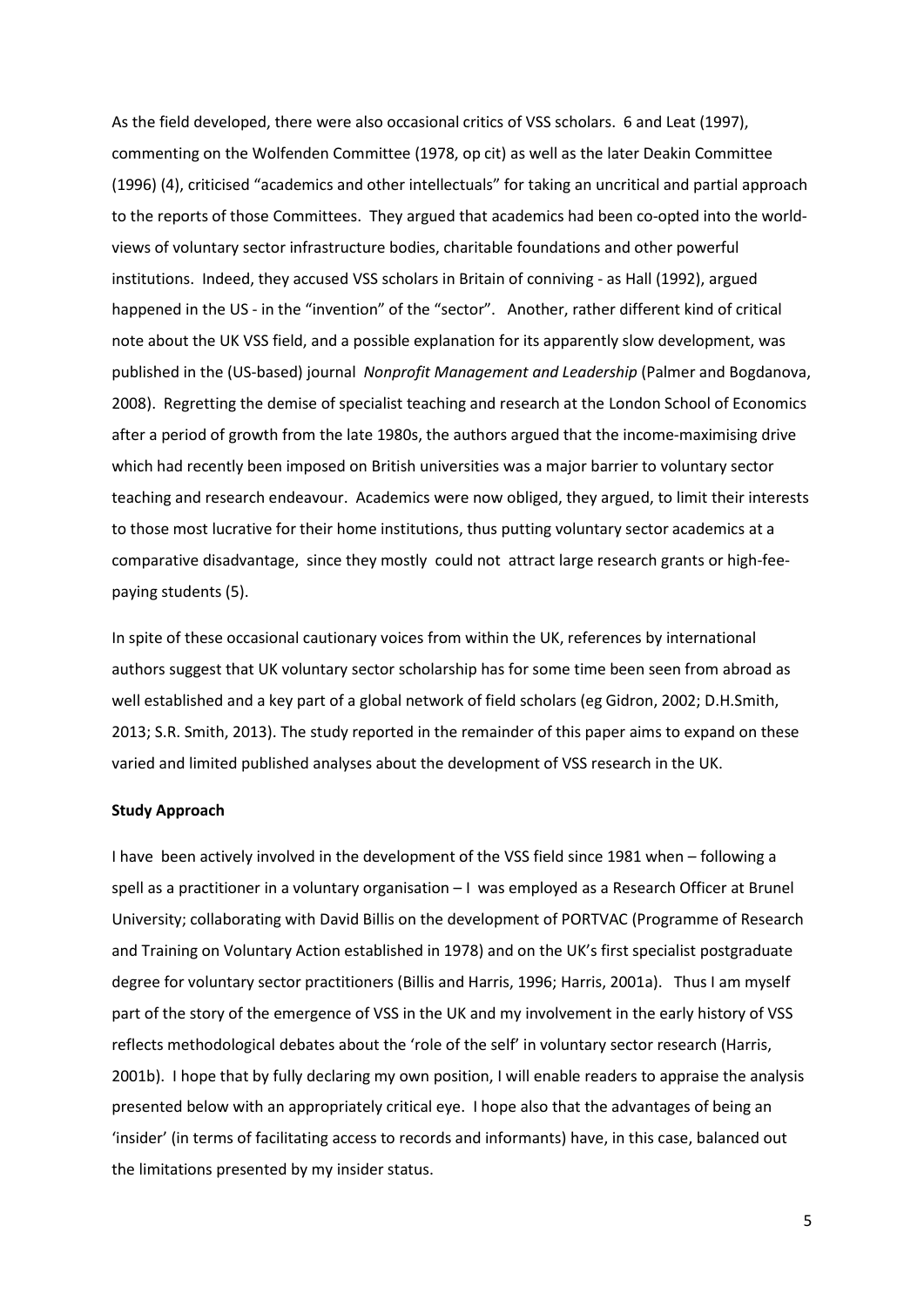As the field developed, there were also occasional critics of VSS scholars. 6 and Leat (1997), commenting on the Wolfenden Committee (1978, op cit) as well as the later Deakin Committee (1996) (4), criticised "academics and other intellectuals" for taking an uncritical and partial approach to the reports of those Committees. They argued that academics had been co-opted into the world-views of voluntary sector infrastructure bodies, charitable foundations and other powerful institutions. Indeed, they accused VSS scholars in Britain of conniving - as Hall (1992), argued happened in the US - in the "invention" of the "sector". Another, rather different kind of critical note about the UK VSS field, and a possible explanation for its apparently slow development, was published in the (US-based) journal *Nonprofit Management and Leadership* (Palmer and Bogdanova, 2008). Regretting the demise of specialist teaching and research at the London School of Economics after a period of growth from the late 1980s, the authors argued that the income-maximising drive which had recently been imposed on British universities was a major barrier to voluntary sector teaching and research endeavour. Academics were now obliged, they argued, to limit their interests to those most lucrative for their home institutions, thus putting voluntary sector academics at a comparative disadvantage, since they mostly could not attract large research grants or high-fee-paying students (5).

In spite of these occasional cautionary voices from within the UK, references by international authors suggest that UK voluntary sector scholarship has for some time been seen from abroad as well established and a key part of a global network of field scholars (eg Gidron, 2002; D.H.Smith, 2013; S.R. Smith, 2013). The study reported in the remainder of this paper aims to expand on these varied and limited published analyses about the development of VSS research in the UK.

**Study Approach**

I have been actively involved in the development of the VSS field since 1981 when – following a spell as a practitioner in a voluntary organisation – I was employed as a Research Officer at Brunel University; collaborating with David Billis on the development of PORTVAC (Programme of Research and Training on Voluntary Action established in 1978) and on the UK's first specialist postgraduate degree for voluntary sector practitioners (Billis and Harris, 1996; Harris, 2001a). Thus I am myself part of the story of the emergence of VSS in the UK and my involvement in the early history of VSS reflects methodological debates about the 'role of the self' in voluntary sector research (Harris, 2001b). I hope that by fully declaring my own position, I will enable readers to appraise the analysis presented below with an appropriately critical eye. I hope also that the advantages of being an 'insider' (in terms of facilitating access to records and informants) have, in this case, balanced out the limitations presented by my insider status.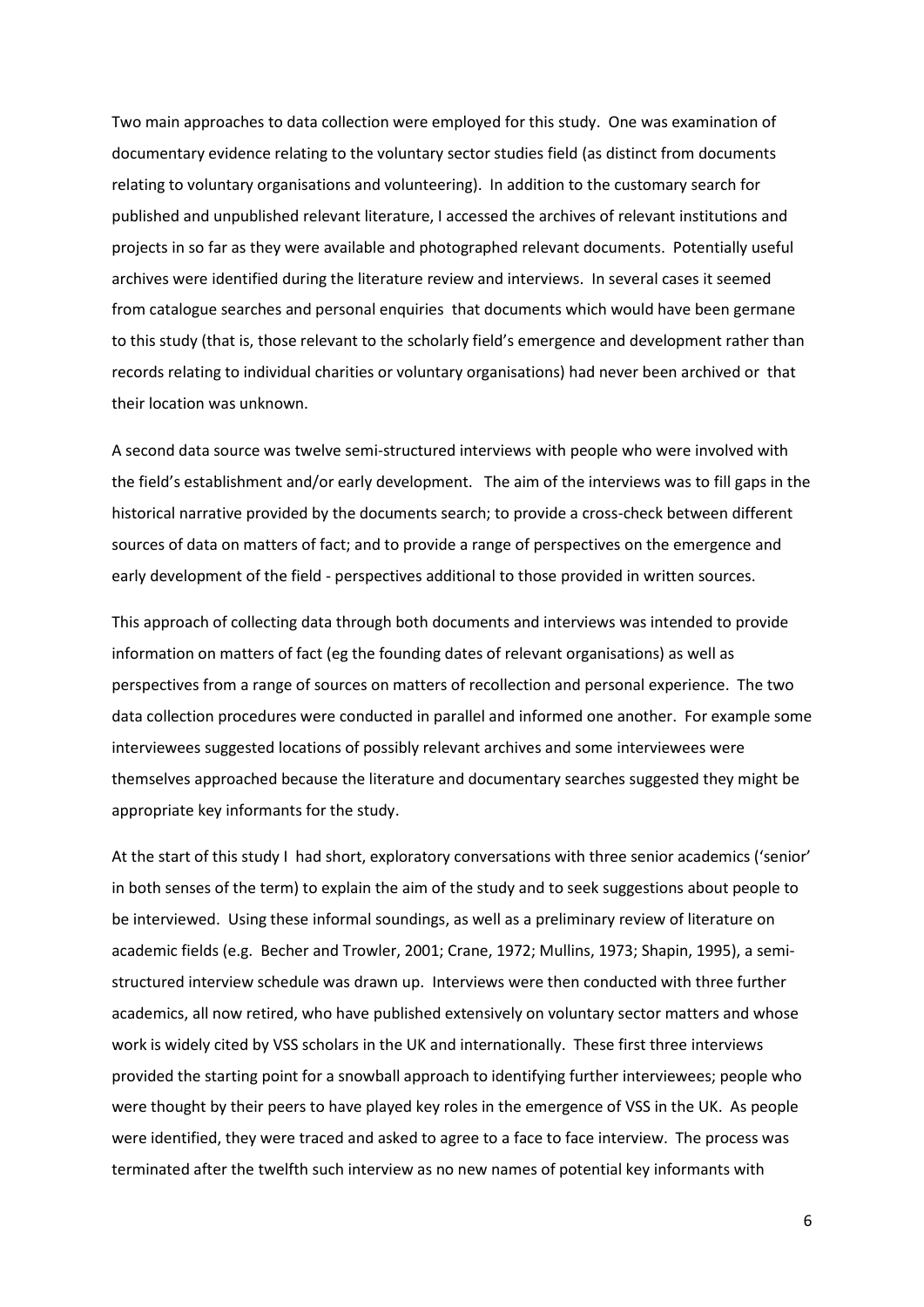Two main approaches to data collection were employed for this study. One was examination of documentary evidence relating to the voluntary sector studies field (as distinct from documents relating to voluntary organisations and volunteering). In addition to the customary search for published and unpublished relevant literature, I accessed the archives of relevant institutions and projects in so far as they were available and photographed relevant documents. Potentially useful archives were identified during the literature review and interviews. In several cases it seemed from catalogue searches and personal enquiries that documents which would have been germane to this study (that is, those relevant to the scholarly field's emergence and development rather than records relating to individual charities or voluntary organisations) had never been archived or that their location was unknown.

A second data source was twelve semi-structured interviews with people who were involved with the field's establishment and/or early development. The aim of the interviews was to fill gaps in the historical narrative provided by the documents search; to provide a cross-check between different sources of data on matters of fact; and to provide a range of perspectives on the emergence and early development of the field - perspectives additional to those provided in written sources.

This approach of collecting data through both documents and interviews was intended to provide information on matters of fact (eg the founding dates of relevant organisations) as well as perspectives from a range of sources on matters of recollection and personal experience. The two data collection procedures were conducted in parallel and informed one another. For example some interviewees suggested locations of possibly relevant archives and some interviewees were themselves approached because the literature and documentary searches suggested they might be appropriate key informants for the study.

At the start of this study I had short, exploratory conversations with three senior academics ('senior' in both senses of the term) to explain the aim of the study and to seek suggestions about people to be interviewed. Using these informal soundings, as well as a preliminary review of literature on academic fields (e.g. Becher and Trowler, 2001; Crane, 1972; Mullins, 1973; Shapin, 1995), a semi-structured interview schedule was drawn up. Interviews were then conducted with three further academics, all now retired, who have published extensively on voluntary sector matters and whose work is widely cited by VSS scholars in the UK and internationally. These first three interviews provided the starting point for a snowball approach to identifying further interviewees; people who were thought by their peers to have played key roles in the emergence of VSS in the UK. As people were identified, they were traced and asked to agree to a face to face interview. The process was terminated after the twelfth such interview as no new names of potential key informants with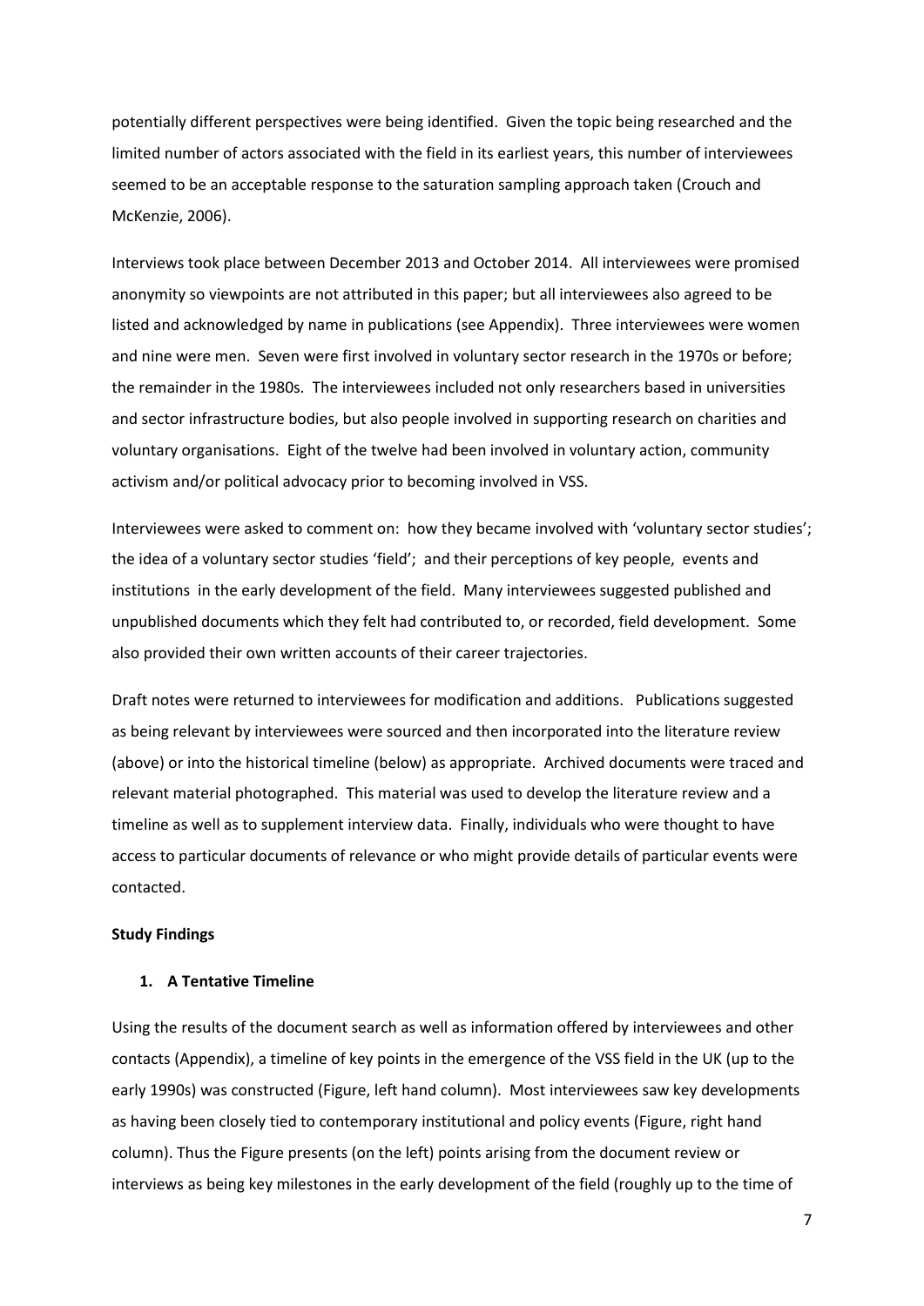potentially different perspectives were being identified. Given the topic being researched and the limited number of actors associated with the field in its earliest years, this number of interviewees seemed to be an acceptable response to the saturation sampling approach taken (Crouch and McKenzie, 2006).

Interviews took place between December 2013 and October 2014. All interviewees were promised anonymity so viewpoints are not attributed in this paper; but all interviewees also agreed to be listed and acknowledged by name in publications (see Appendix). Three interviewees were women and nine were men. Seven were first involved in voluntary sector research in the 1970s or before; the remainder in the 1980s. The interviewees included not only researchers based in universities and sector infrastructure bodies, but also people involved in supporting research on charities and voluntary organisations. Eight of the twelve had been involved in voluntary action, community activism and/or political advocacy prior to becoming involved in VSS.

Interviewees were asked to comment on: how they became involved with 'voluntary sector studies'; the idea of a voluntary sector studies 'field'; and their perceptions of key people, events and institutions in the early development of the field. Many interviewees suggested published and unpublished documents which they felt had contributed to, or recorded, field development. Some also provided their own written accounts of their career trajectories.

Draft notes were returned to interviewees for modification and additions. Publications suggested as being relevant by interviewees were sourced and then incorporated into the literature review (above) or into the historical timeline (below) as appropriate. Archived documents were traced and relevant material photographed. This material was used to develop the literature review and a timeline as well as to supplement interview data. Finally, individuals who were thought to have access to particular documents of relevance or who might provide details of particular events were contacted.

**Study Findings**

**1. A Tentative Timeline**

Using the results of the document search as well as information offered by interviewees and other contacts (Appendix), a timeline of key points in the emergence of the VSS field in the UK (up to the early 1990s) was constructed (Figure, left hand column). Most interviewees saw key developments as having been closely tied to contemporary institutional and policy events (Figure, right hand column). Thus the Figure presents (on the left) points arising from the document review or interviews as being key milestones in the early development of the field (roughly up to the time of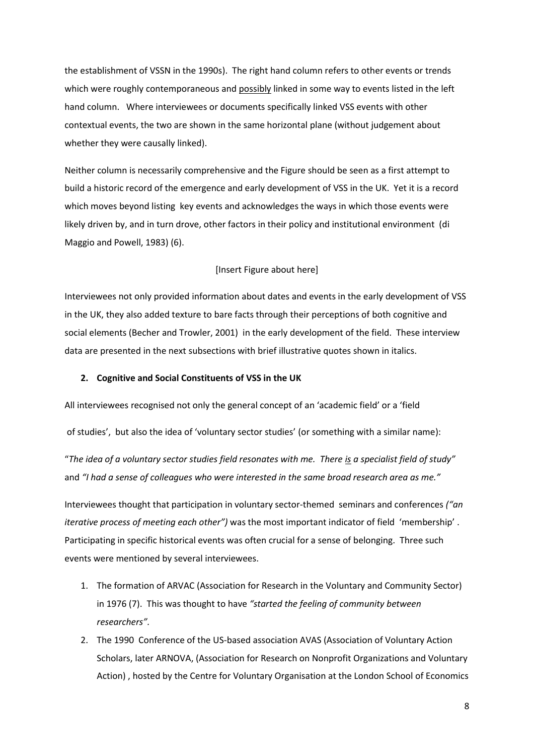the establishment of VSSN in the 1990s). The right hand column refers to other events or trends which were roughly contemporaneous and <u>possibly</u> linked in some way to events listed in the left hand column. Where interviewees or documents specifically linked VSS events with other contextual events, the two are shown in the same horizontal plane (without judgement about whether they were causally linked).

Neither column is necessarily comprehensive and the Figure should be seen as a first attempt to build a historic record of the emergence and early development of VSS in the UK. Yet it is a record which moves beyond listing key events and acknowledges the ways in which those events were likely driven by, and in turn drove, other factors in their policy and institutional environment (di Maggio and Powell, 1983) (6).

[Insert Figure about here]

Interviewees not only provided information about dates and events in the early development of VSS in the UK, they also added texture to bare facts through their perceptions of both cognitive and social elements (Becher and Trowler, 2001) in the early development of the field. These interview data are presented in the next subsections with brief illustrative quotes shown in italics.

## 2. Cognitive and Social Constituents of VSS in the UK

All interviewees recognised not only the general concept of an 'academic field' or a 'field of studies', but also the idea of 'voluntary sector studies' (or something with a similar name):

"*The idea of a voluntary sector studies field resonates with me. There <u>is</u> a specialist field of study"* and *"I had a sense of colleagues who were interested in the same broad research area as me."*

Interviewees thought that participation in voluntary sector-themed seminars and conferences *("an iterative process of meeting each other")* was the most important indicator of field 'membership'. Participating in specific historical events was often crucial for a sense of belonging. Three such events were mentioned by several interviewees.

1. The formation of ARVAC (Association for Research in the Voluntary and Community Sector) in 1976 (7). This was thought to have *"started the feeling of community between researchers".*
2. The 1990 Conference of the US-based association AVAS (Association of Voluntary Action Scholars, later ARNOVA, (Association for Research on Nonprofit Organizations and Voluntary Action) , hosted by the Centre for Voluntary Organisation at the London School of Economics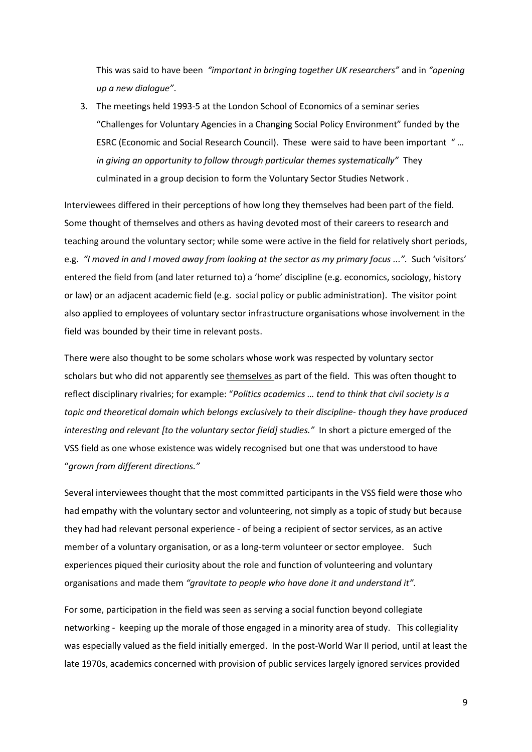This was said to have been *"important in bringing together UK researchers"* and in *"opening up a new dialogue"*.

3. The meetings held 1993-5 at the London School of Economics of a seminar series "Challenges for Voluntary Agencies in a Changing Social Policy Environment" funded by the ESRC (Economic and Social Research Council). These were said to have been important " *… in giving an opportunity to follow through particular themes systematically"* They culminated in a group decision to form the Voluntary Sector Studies Network .

Interviewees differed in their perceptions of how long they themselves had been part of the field. Some thought of themselves and others as having devoted most of their careers to research and teaching around the voluntary sector; while some were active in the field for relatively short periods, e.g. *"I moved in and I moved away from looking at the sector as my primary focus ..."*. Such 'visitors' entered the field from (and later returned to) a 'home' discipline (e.g. economics, sociology, history or law) or an adjacent academic field (e.g. social policy or public administration). The visitor point also applied to employees of voluntary sector infrastructure organisations whose involvement in the field was bounded by their time in relevant posts.

There were also thought to be some scholars whose work was respected by voluntary sector scholars but who did not apparently see <u>themselves</u> as part of the field. This was often thought to reflect disciplinary rivalries; for example: "*Politics academics … tend to think that civil society is a topic and theoretical domain which belongs exclusively to their discipline- though they have produced interesting and relevant [to the voluntary sector field] studies."* In short a picture emerged of the VSS field as one whose existence was widely recognised but one that was understood to have "*grown from different directions."*

Several interviewees thought that the most committed participants in the VSS field were those who had empathy with the voluntary sector and volunteering, not simply as a topic of study but because they had had relevant personal experience - of being a recipient of sector services, as an active member of a voluntary organisation, or as a long-term volunteer or sector employee. Such experiences piqued their curiosity about the role and function of volunteering and voluntary organisations and made them *"gravitate to people who have done it and understand it".*

For some, participation in the field was seen as serving a social function beyond collegiate networking - keeping up the morale of those engaged in a minority area of study. This collegiality was especially valued as the field initially emerged. In the post-World War II period, until at least the late 1970s, academics concerned with provision of public services largely ignored services provided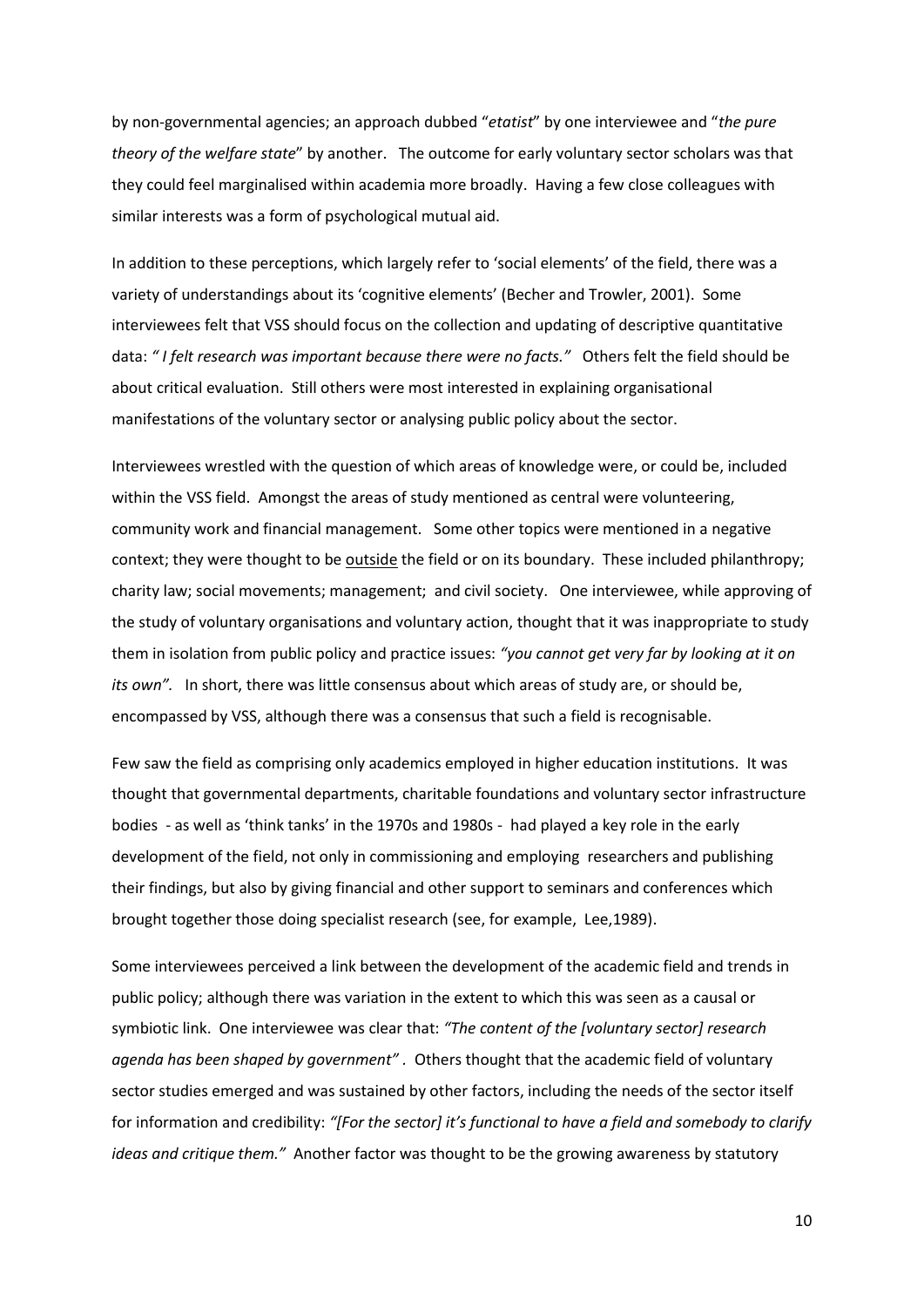by non-governmental agencies; an approach dubbed "*etatist*" by one interviewee and "*the pure theory of the welfare state*" by another. The outcome for early voluntary sector scholars was that they could feel marginalised within academia more broadly. Having a few close colleagues with similar interests was a form of psychological mutual aid.

In addition to these perceptions, which largely refer to 'social elements' of the field, there was a variety of understandings about its 'cognitive elements' (Becher and Trowler, 2001). Some interviewees felt that VSS should focus on the collection and updating of descriptive quantitative data: *" I felt research was important because there were no facts."* Others felt the field should be about critical evaluation. Still others were most interested in explaining organisational manifestations of the voluntary sector or analysing public policy about the sector.

Interviewees wrestled with the question of which areas of knowledge were, or could be, included within the VSS field. Amongst the areas of study mentioned as central were volunteering, community work and financial management. Some other topics were mentioned in a negative context; they were thought to be <u>outside</u> the field or on its boundary. These included philanthropy; charity law; social movements; management; and civil society. One interviewee, while approving of the study of voluntary organisations and voluntary action, thought that it was inappropriate to study them in isolation from public policy and practice issues: *"you cannot get very far by looking at it on its own".* In short, there was little consensus about which areas of study are, or should be, encompassed by VSS, although there was a consensus that such a field is recognisable.

Few saw the field as comprising only academics employed in higher education institutions. It was thought that governmental departments, charitable foundations and voluntary sector infrastructure bodies - as well as 'think tanks' in the 1970s and 1980s - had played a key role in the early development of the field, not only in commissioning and employing researchers and publishing their findings, but also by giving financial and other support to seminars and conferences which brought together those doing specialist research (see, for example, Lee,1989).

Some interviewees perceived a link between the development of the academic field and trends in public policy; although there was variation in the extent to which this was seen as a causal or symbiotic link. One interviewee was clear that: *"The content of the [voluntary sector] research agenda has been shaped by government"* . Others thought that the academic field of voluntary sector studies emerged and was sustained by other factors, including the needs of the sector itself for information and credibility: *"[For the sector] it's functional to have a field and somebody to clarify ideas and critique them."* Another factor was thought to be the growing awareness by statutory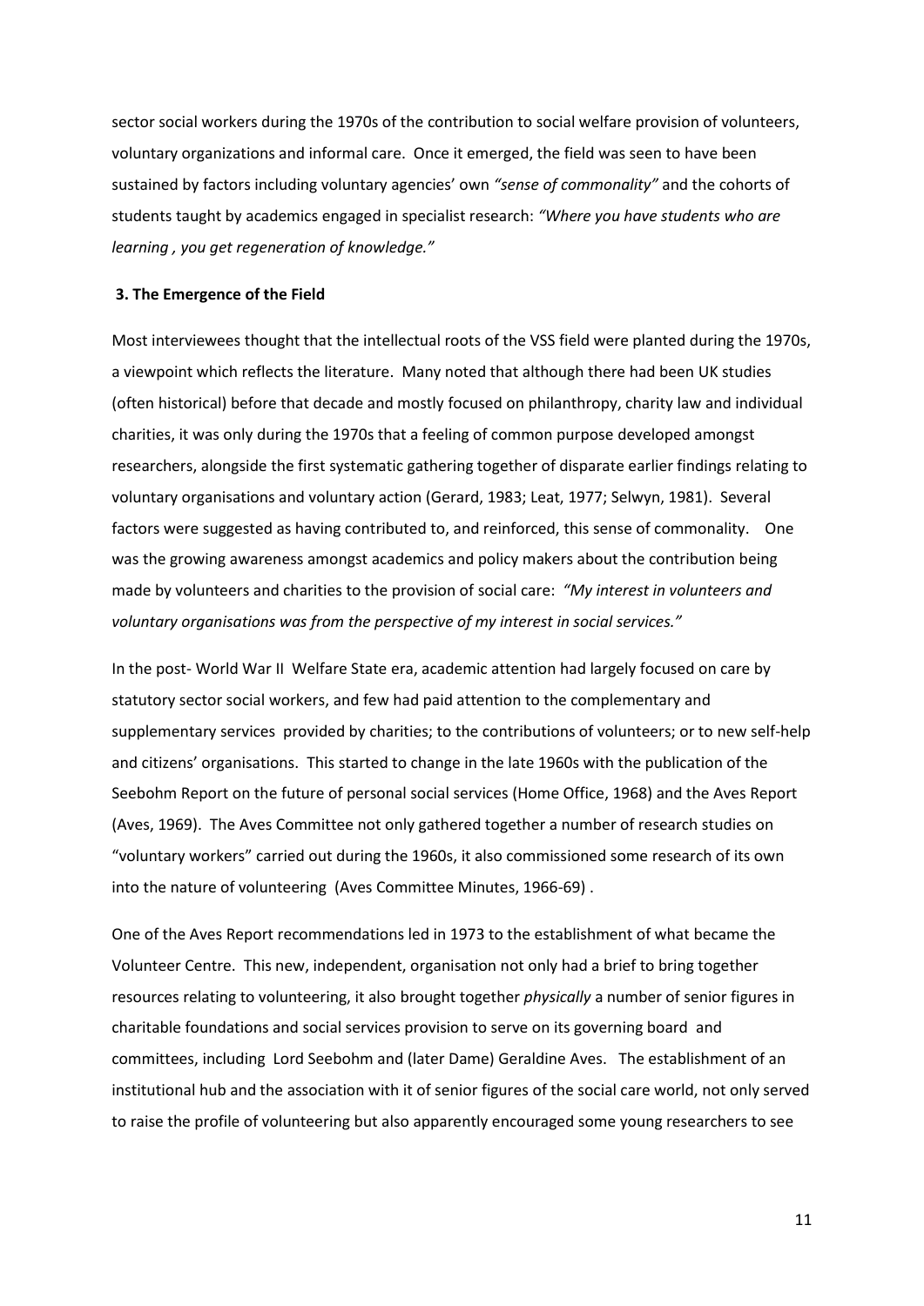sector social workers during the 1970s of the contribution to social welfare provision of volunteers, voluntary organizations and informal care. Once it emerged, the field was seen to have been sustained by factors including voluntary agencies' own *"sense of commonality"* and the cohorts of students taught by academics engaged in specialist research: *"Where you have students who are learning , you get regeneration of knowledge."*

### 3. The Emergence of the Field

Most interviewees thought that the intellectual roots of the VSS field were planted during the 1970s, a viewpoint which reflects the literature. Many noted that although there had been UK studies (often historical) before that decade and mostly focused on philanthropy, charity law and individual charities, it was only during the 1970s that a feeling of common purpose developed amongst researchers, alongside the first systematic gathering together of disparate earlier findings relating to voluntary organisations and voluntary action (Gerard, 1983; Leat, 1977; Selwyn, 1981). Several factors were suggested as having contributed to, and reinforced, this sense of commonality. One was the growing awareness amongst academics and policy makers about the contribution being made by volunteers and charities to the provision of social care: *"My interest in volunteers and voluntary organisations was from the perspective of my interest in social services."*

In the post- World War II Welfare State era, academic attention had largely focused on care by statutory sector social workers, and few had paid attention to the complementary and supplementary services provided by charities; to the contributions of volunteers; or to new self-help and citizens' organisations. This started to change in the late 1960s with the publication of the Seebohm Report on the future of personal social services (Home Office, 1968) and the Aves Report (Aves, 1969). The Aves Committee not only gathered together a number of research studies on "voluntary workers" carried out during the 1960s, it also commissioned some research of its own into the nature of volunteering (Aves Committee Minutes, 1966-69) .

One of the Aves Report recommendations led in 1973 to the establishment of what became the Volunteer Centre. This new, independent, organisation not only had a brief to bring together resources relating to volunteering, it also brought together *physically* a number of senior figures in charitable foundations and social services provision to serve on its governing board and committees, including Lord Seebohm and (later Dame) Geraldine Aves. The establishment of an institutional hub and the association with it of senior figures of the social care world, not only served to raise the profile of volunteering but also apparently encouraged some young researchers to see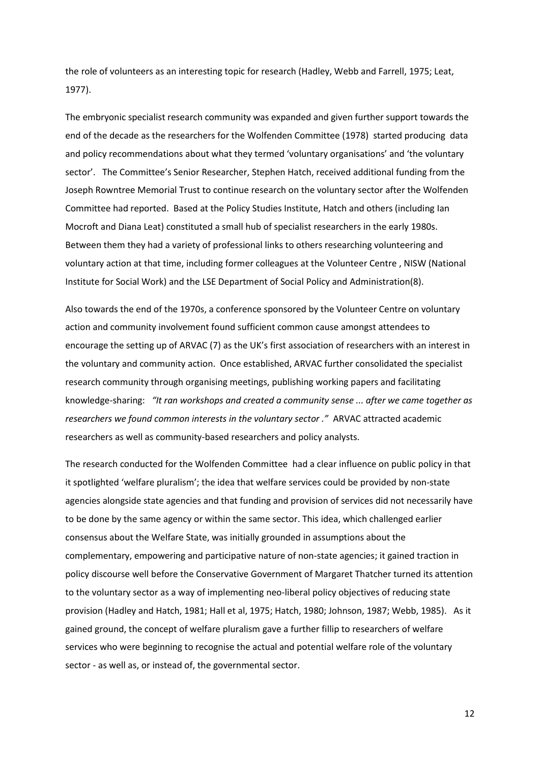the role of volunteers as an interesting topic for research (Hadley, Webb and Farrell, 1975; Leat, 1977).

The embryonic specialist research community was expanded and given further support towards the end of the decade as the researchers for the Wolfenden Committee (1978) started producing data and policy recommendations about what they termed 'voluntary organisations' and 'the voluntary sector'. The Committee's Senior Researcher, Stephen Hatch, received additional funding from the Joseph Rowntree Memorial Trust to continue research on the voluntary sector after the Wolfenden Committee had reported. Based at the Policy Studies Institute, Hatch and others (including Ian Mocroft and Diana Leat) constituted a small hub of specialist researchers in the early 1980s. Between them they had a variety of professional links to others researching volunteering and voluntary action at that time, including former colleagues at the Volunteer Centre , NISW (National Institute for Social Work) and the LSE Department of Social Policy and Administration(8).

Also towards the end of the 1970s, a conference sponsored by the Volunteer Centre on voluntary action and community involvement found sufficient common cause amongst attendees to encourage the setting up of ARVAC (7) as the UK's first association of researchers with an interest in the voluntary and community action. Once established, ARVAC further consolidated the specialist research community through organising meetings, publishing working papers and facilitating knowledge-sharing: *"It ran workshops and created a community sense ... after we came together as researchers we found common interests in the voluntary sector ."* ARVAC attracted academic researchers as well as community-based researchers and policy analysts.

The research conducted for the Wolfenden Committee had a clear influence on public policy in that it spotlighted 'welfare pluralism'; the idea that welfare services could be provided by non-state agencies alongside state agencies and that funding and provision of services did not necessarily have to be done by the same agency or within the same sector. This idea, which challenged earlier consensus about the Welfare State, was initially grounded in assumptions about the complementary, empowering and participative nature of non-state agencies; it gained traction in policy discourse well before the Conservative Government of Margaret Thatcher turned its attention to the voluntary sector as a way of implementing neo-liberal policy objectives of reducing state provision (Hadley and Hatch, 1981; Hall et al, 1975; Hatch, 1980; Johnson, 1987; Webb, 1985). As it gained ground, the concept of welfare pluralism gave a further fillip to researchers of welfare services who were beginning to recognise the actual and potential welfare role of the voluntary sector - as well as, or instead of, the governmental sector.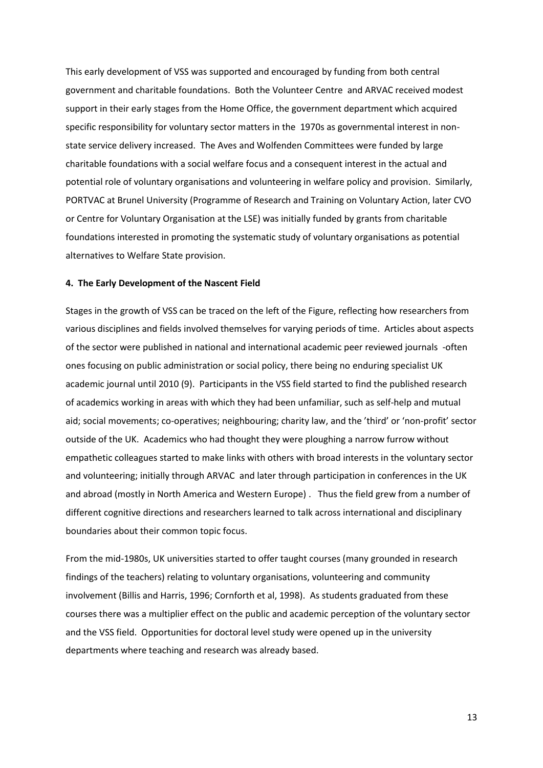This early development of VSS was supported and encouraged by funding from both central government and charitable foundations. Both the Volunteer Centre and ARVAC received modest support in their early stages from the Home Office, the government department which acquired specific responsibility for voluntary sector matters in the 1970s as governmental interest in non-state service delivery increased. The Aves and Wolfenden Committees were funded by large charitable foundations with a social welfare focus and a consequent interest in the actual and potential role of voluntary organisations and volunteering in welfare policy and provision. Similarly, PORTVAC at Brunel University (Programme of Research and Training on Voluntary Action, later CVO or Centre for Voluntary Organisation at the LSE) was initially funded by grants from charitable foundations interested in promoting the systematic study of voluntary organisations as potential alternatives to Welfare State provision.

**4. The Early Development of the Nascent Field**

Stages in the growth of VSS can be traced on the left of the Figure, reflecting how researchers from various disciplines and fields involved themselves for varying periods of time. Articles about aspects of the sector were published in national and international academic peer reviewed journals -often ones focusing on public administration or social policy, there being no enduring specialist UK academic journal until 2010 (9). Participants in the VSS field started to find the published research of academics working in areas with which they had been unfamiliar, such as self-help and mutual aid; social movements; co-operatives; neighbouring; charity law, and the 'third' or 'non-profit' sector outside of the UK. Academics who had thought they were ploughing a narrow furrow without empathetic colleagues started to make links with others with broad interests in the voluntary sector and volunteering; initially through ARVAC and later through participation in conferences in the UK and abroad (mostly in North America and Western Europe) . Thus the field grew from a number of different cognitive directions and researchers learned to talk across international and disciplinary boundaries about their common topic focus.

From the mid-1980s, UK universities started to offer taught courses (many grounded in research findings of the teachers) relating to voluntary organisations, volunteering and community involvement (Billis and Harris, 1996; Cornforth et al, 1998). As students graduated from these courses there was a multiplier effect on the public and academic perception of the voluntary sector and the VSS field. Opportunities for doctoral level study were opened up in the university departments where teaching and research was already based.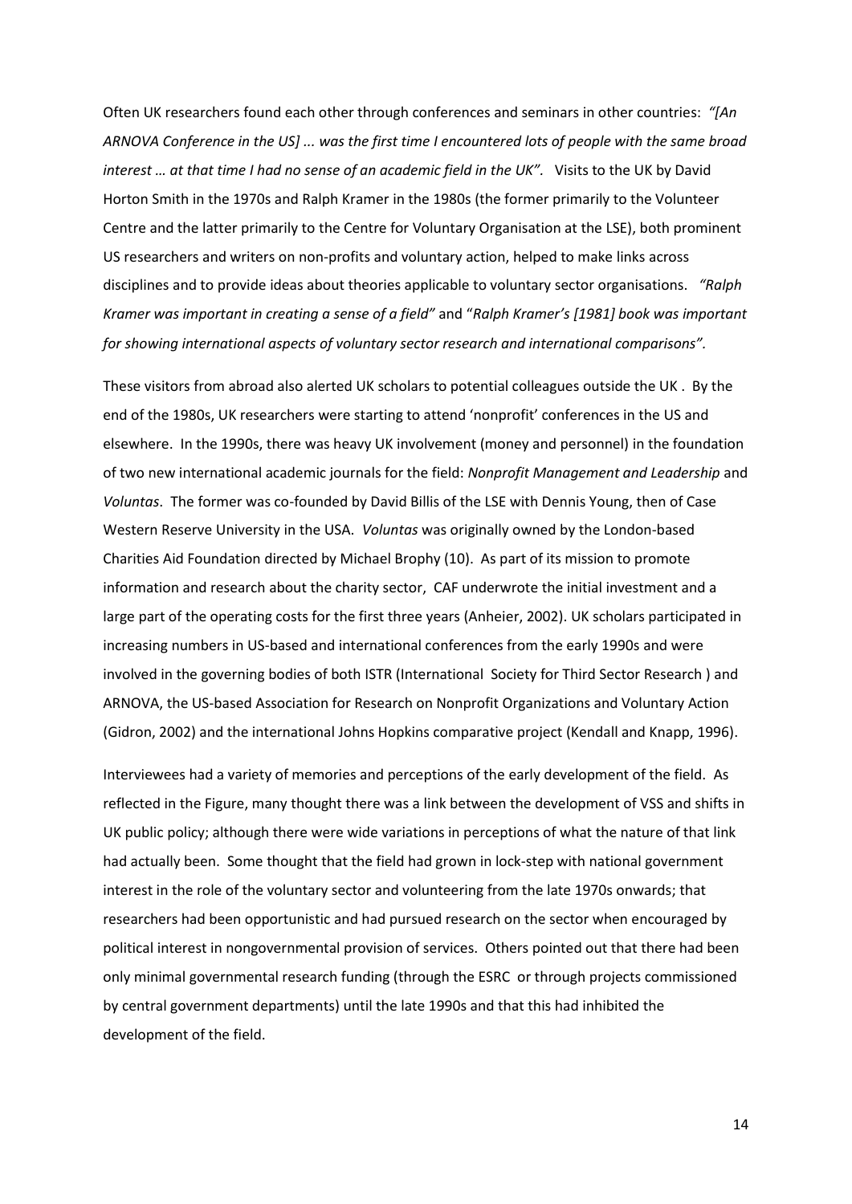Often UK researchers found each other through conferences and seminars in other countries: *"[An ARNOVA Conference in the US] ... was the first time I encountered lots of people with the same broad interest … at that time I had no sense of an academic field in the UK".* Visits to the UK by David Horton Smith in the 1970s and Ralph Kramer in the 1980s (the former primarily to the Volunteer Centre and the latter primarily to the Centre for Voluntary Organisation at the LSE), both prominent US researchers and writers on non-profits and voluntary action, helped to make links across disciplines and to provide ideas about theories applicable to voluntary sector organisations. *"Ralph Kramer was important in creating a sense of a field"* and "*Ralph Kramer's [1981] book was important for showing international aspects of voluntary sector research and international comparisons".*

These visitors from abroad also alerted UK scholars to potential colleagues outside the UK . By the end of the 1980s, UK researchers were starting to attend 'nonprofit' conferences in the US and elsewhere. In the 1990s, there was heavy UK involvement (money and personnel) in the foundation of two new international academic journals for the field: *Nonprofit Management and Leadership* and *Voluntas*. The former was co-founded by David Billis of the LSE with Dennis Young, then of Case Western Reserve University in the USA. *Voluntas* was originally owned by the London-based Charities Aid Foundation directed by Michael Brophy (10). As part of its mission to promote information and research about the charity sector, CAF underwrote the initial investment and a large part of the operating costs for the first three years (Anheier, 2002). UK scholars participated in increasing numbers in US-based and international conferences from the early 1990s and were involved in the governing bodies of both ISTR (International Society for Third Sector Research ) and ARNOVA, the US-based Association for Research on Nonprofit Organizations and Voluntary Action (Gidron, 2002) and the international Johns Hopkins comparative project (Kendall and Knapp, 1996).

Interviewees had a variety of memories and perceptions of the early development of the field. As reflected in the Figure, many thought there was a link between the development of VSS and shifts in UK public policy; although there were wide variations in perceptions of what the nature of that link had actually been. Some thought that the field had grown in lock-step with national government interest in the role of the voluntary sector and volunteering from the late 1970s onwards; that researchers had been opportunistic and had pursued research on the sector when encouraged by political interest in nongovernmental provision of services. Others pointed out that there had been only minimal governmental research funding (through the ESRC or through projects commissioned by central government departments) until the late 1990s and that this had inhibited the development of the field.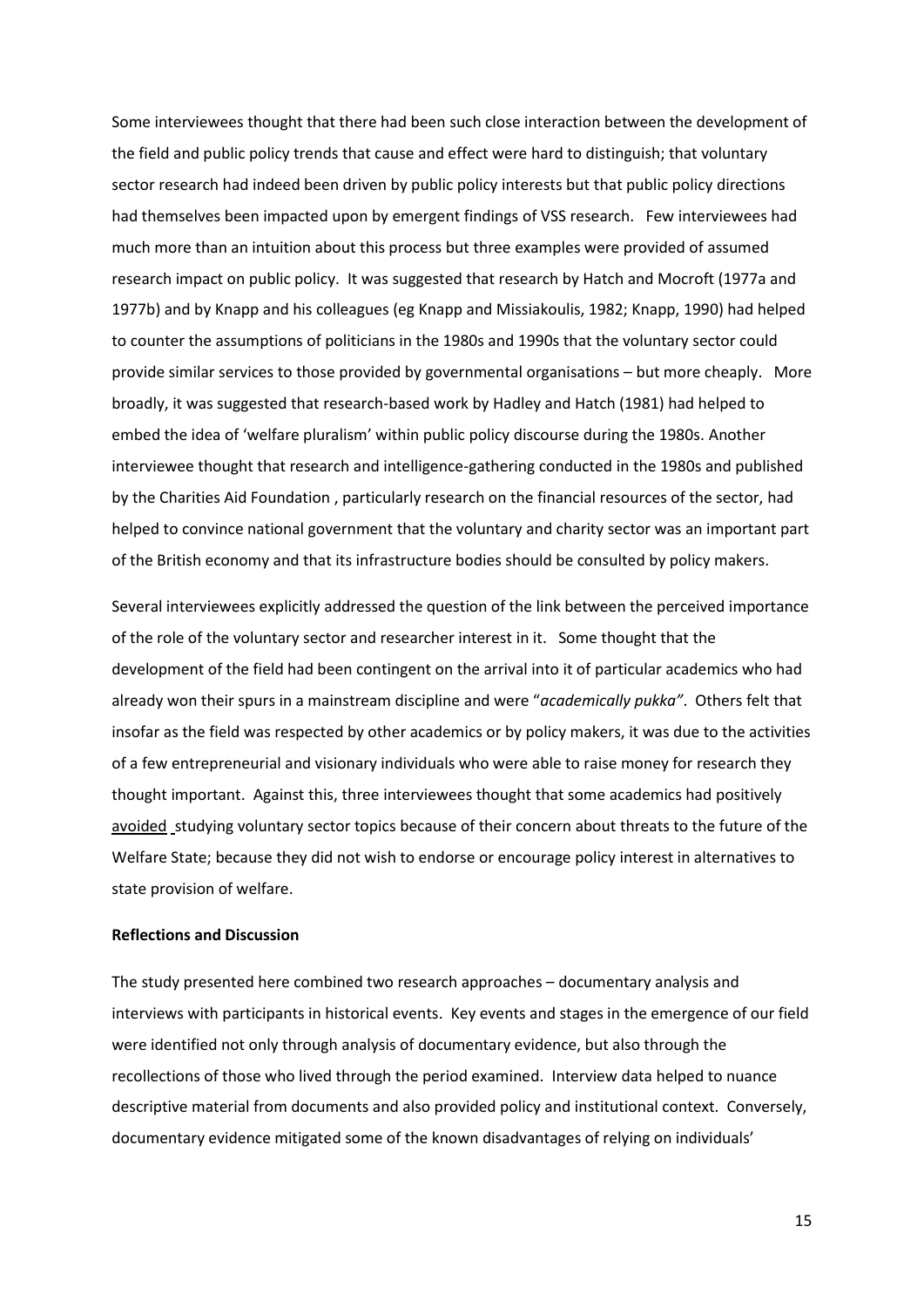Some interviewees thought that there had been such close interaction between the development of the field and public policy trends that cause and effect were hard to distinguish; that voluntary sector research had indeed been driven by public policy interests but that public policy directions had themselves been impacted upon by emergent findings of VSS research. Few interviewees had much more than an intuition about this process but three examples were provided of assumed research impact on public policy. It was suggested that research by Hatch and Mocroft (1977a and 1977b) and by Knapp and his colleagues (eg Knapp and Missiakoulis, 1982; Knapp, 1990) had helped to counter the assumptions of politicians in the 1980s and 1990s that the voluntary sector could provide similar services to those provided by governmental organisations – but more cheaply. More broadly, it was suggested that research-based work by Hadley and Hatch (1981) had helped to embed the idea of 'welfare pluralism' within public policy discourse during the 1980s. Another interviewee thought that research and intelligence-gathering conducted in the 1980s and published by the Charities Aid Foundation , particularly research on the financial resources of the sector, had helped to convince national government that the voluntary and charity sector was an important part of the British economy and that its infrastructure bodies should be consulted by policy makers.

Several interviewees explicitly addressed the question of the link between the perceived importance of the role of the voluntary sector and researcher interest in it. Some thought that the development of the field had been contingent on the arrival into it of particular academics who had already won their spurs in a mainstream discipline and were "*academically pukka"*. Others felt that insofar as the field was respected by other academics or by policy makers, it was due to the activities of a few entrepreneurial and visionary individuals who were able to raise money for research they thought important. Against this, three interviewees thought that some academics had positively avoided studying voluntary sector topics because of their concern about threats to the future of the Welfare State; because they did not wish to endorse or encourage policy interest in alternatives to state provision of welfare.

**Reflections and Discussion**

The study presented here combined two research approaches – documentary analysis and interviews with participants in historical events. Key events and stages in the emergence of our field were identified not only through analysis of documentary evidence, but also through the recollections of those who lived through the period examined. Interview data helped to nuance descriptive material from documents and also provided policy and institutional context. Conversely, documentary evidence mitigated some of the known disadvantages of relying on individuals'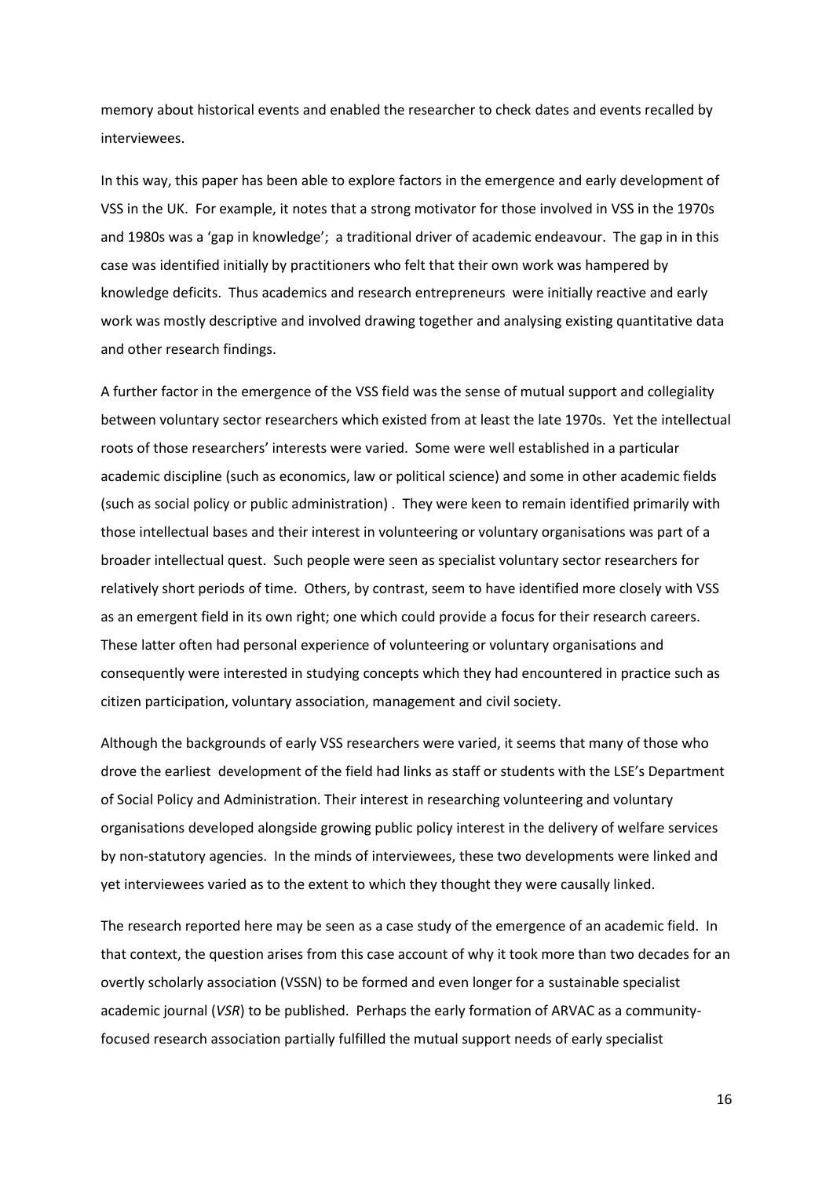memory about historical events and enabled the researcher to check dates and events recalled by interviewees.

In this way, this paper has been able to explore factors in the emergence and early development of VSS in the UK. For example, it notes that a strong motivator for those involved in VSS in the 1970s and 1980s was a 'gap in knowledge'; a traditional driver of academic endeavour. The gap in in this case was identified initially by practitioners who felt that their own work was hampered by knowledge deficits. Thus academics and research entrepreneurs were initially reactive and early work was mostly descriptive and involved drawing together and analysing existing quantitative data and other research findings.

A further factor in the emergence of the VSS field was the sense of mutual support and collegiality between voluntary sector researchers which existed from at least the late 1970s. Yet the intellectual roots of those researchers' interests were varied. Some were well established in a particular academic discipline (such as economics, law or political science) and some in other academic fields (such as social policy or public administration) . They were keen to remain identified primarily with those intellectual bases and their interest in volunteering or voluntary organisations was part of a broader intellectual quest. Such people were seen as specialist voluntary sector researchers for relatively short periods of time. Others, by contrast, seem to have identified more closely with VSS as an emergent field in its own right; one which could provide a focus for their research careers. These latter often had personal experience of volunteering or voluntary organisations and consequently were interested in studying concepts which they had encountered in practice such as citizen participation, voluntary association, management and civil society.

Although the backgrounds of early VSS researchers were varied, it seems that many of those who drove the earliest development of the field had links as staff or students with the LSE's Department of Social Policy and Administration. Their interest in researching volunteering and voluntary organisations developed alongside growing public policy interest in the delivery of welfare services by non-statutory agencies. In the minds of interviewees, these two developments were linked and yet interviewees varied as to the extent to which they thought they were causally linked.

The research reported here may be seen as a case study of the emergence of an academic field. In that context, the question arises from this case account of why it took more than two decades for an overtly scholarly association (VSSN) to be formed and even longer for a sustainable specialist academic journal (*VSR*) to be published. Perhaps the early formation of ARVAC as a community-focused research association partially fulfilled the mutual support needs of early specialist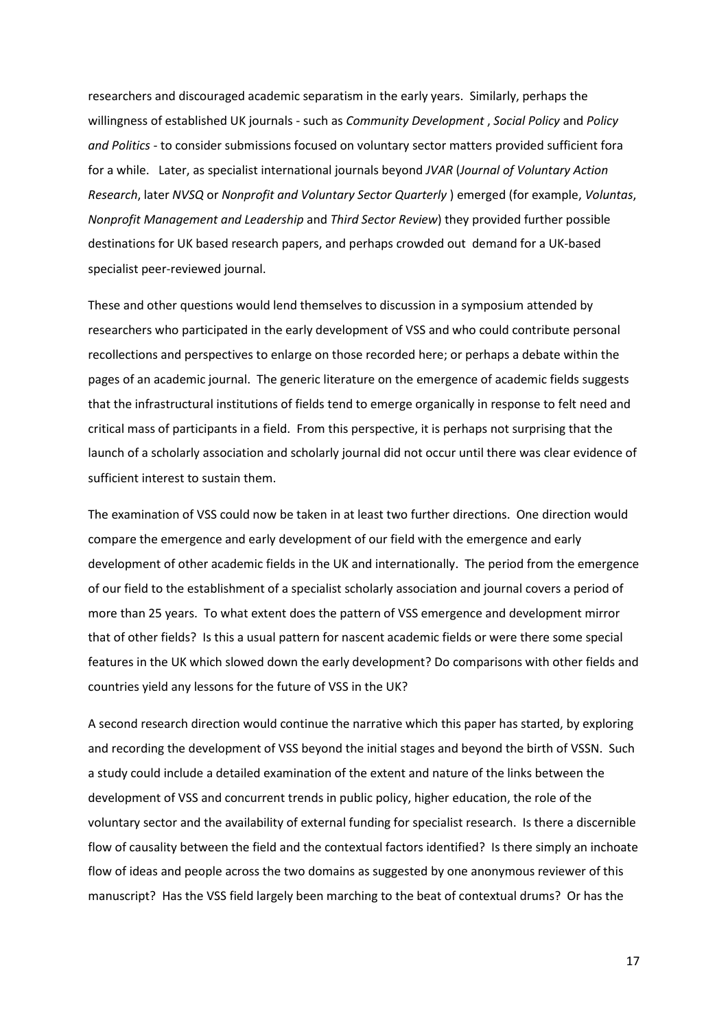researchers and discouraged academic separatism in the early years. Similarly, perhaps the willingness of established UK journals - such as *Community Development* , *Social Policy* and *Policy and Politics* - to consider submissions focused on voluntary sector matters provided sufficient fora for a while. Later, as specialist international journals beyond *JVAR* (*Journal of Voluntary Action Research*, later *NVSQ* or *Nonprofit and Voluntary Sector Quarterly* ) emerged (for example, *Voluntas*, *Nonprofit Management and Leadership* and *Third Sector Review*) they provided further possible destinations for UK based research papers, and perhaps crowded out demand for a UK-based specialist peer-reviewed journal.

These and other questions would lend themselves to discussion in a symposium attended by researchers who participated in the early development of VSS and who could contribute personal recollections and perspectives to enlarge on those recorded here; or perhaps a debate within the pages of an academic journal. The generic literature on the emergence of academic fields suggests that the infrastructural institutions of fields tend to emerge organically in response to felt need and critical mass of participants in a field. From this perspective, it is perhaps not surprising that the launch of a scholarly association and scholarly journal did not occur until there was clear evidence of sufficient interest to sustain them.

The examination of VSS could now be taken in at least two further directions. One direction would compare the emergence and early development of our field with the emergence and early development of other academic fields in the UK and internationally. The period from the emergence of our field to the establishment of a specialist scholarly association and journal covers a period of more than 25 years. To what extent does the pattern of VSS emergence and development mirror that of other fields? Is this a usual pattern for nascent academic fields or were there some special features in the UK which slowed down the early development? Do comparisons with other fields and countries yield any lessons for the future of VSS in the UK?

A second research direction would continue the narrative which this paper has started, by exploring and recording the development of VSS beyond the initial stages and beyond the birth of VSSN. Such a study could include a detailed examination of the extent and nature of the links between the development of VSS and concurrent trends in public policy, higher education, the role of the voluntary sector and the availability of external funding for specialist research. Is there a discernible flow of causality between the field and the contextual factors identified? Is there simply an inchoate flow of ideas and people across the two domains as suggested by one anonymous reviewer of this manuscript? Has the VSS field largely been marching to the beat of contextual drums? Or has the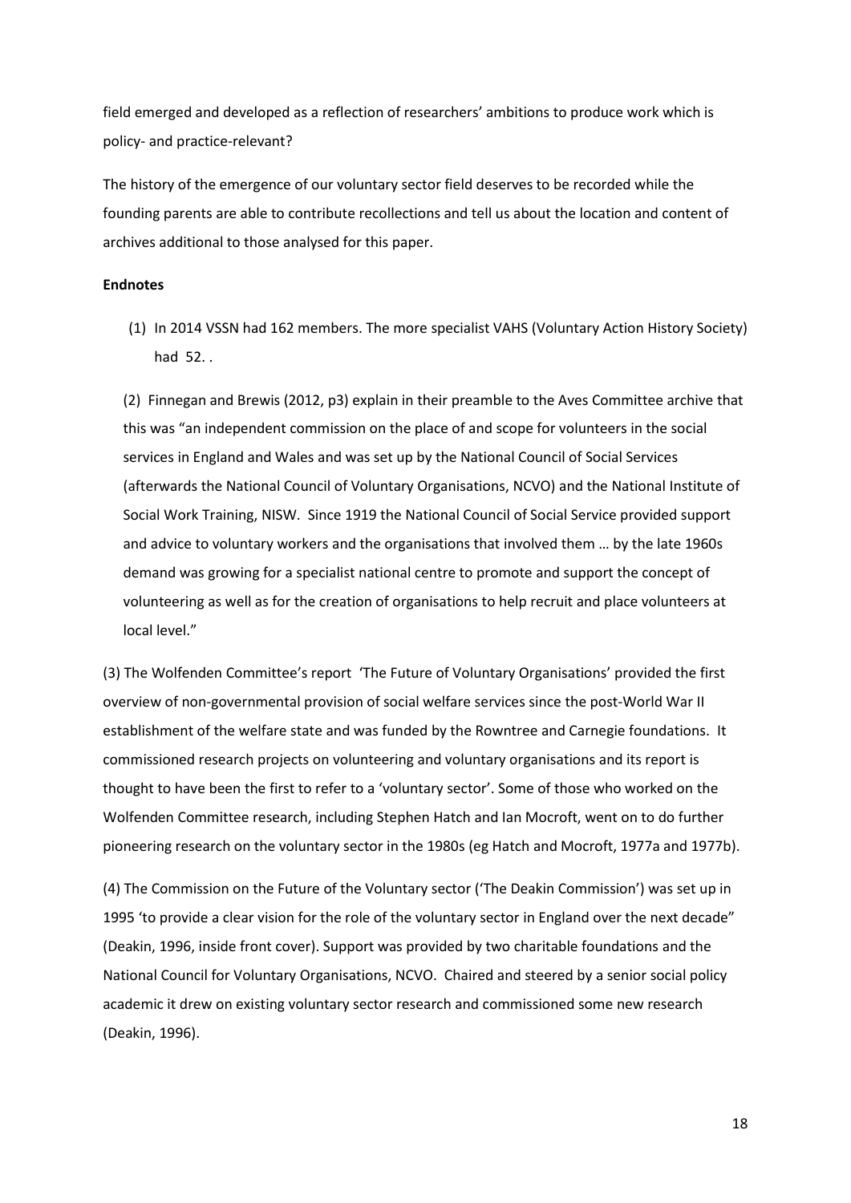field emerged and developed as a reflection of researchers' ambitions to produce work which is policy- and practice-relevant?

The history of the emergence of our voluntary sector field deserves to be recorded while the founding parents are able to contribute recollections and tell us about the location and content of archives additional to those analysed for this paper.

**Endnotes**

(1) In 2014 VSSN had 162 members. The more specialist VAHS (Voluntary Action History Society) had 52. .

(2) Finnegan and Brewis (2012, p3) explain in their preamble to the Aves Committee archive that this was "an independent commission on the place of and scope for volunteers in the social services in England and Wales and was set up by the National Council of Social Services (afterwards the National Council of Voluntary Organisations, NCVO) and the National Institute of Social Work Training, NISW. Since 1919 the National Council of Social Service provided support and advice to voluntary workers and the organisations that involved them … by the late 1960s demand was growing for a specialist national centre to promote and support the concept of volunteering as well as for the creation of organisations to help recruit and place volunteers at local level."

(3) The Wolfenden Committee's report 'The Future of Voluntary Organisations' provided the first overview of non-governmental provision of social welfare services since the post-World War II establishment of the welfare state and was funded by the Rowntree and Carnegie foundations. It commissioned research projects on volunteering and voluntary organisations and its report is thought to have been the first to refer to a 'voluntary sector'. Some of those who worked on the Wolfenden Committee research, including Stephen Hatch and Ian Mocroft, went on to do further pioneering research on the voluntary sector in the 1980s (eg Hatch and Mocroft, 1977a and 1977b).

(4) The Commission on the Future of the Voluntary sector ('The Deakin Commission') was set up in 1995 'to provide a clear vision for the role of the voluntary sector in England over the next decade" (Deakin, 1996, inside front cover). Support was provided by two charitable foundations and the National Council for Voluntary Organisations, NCVO. Chaired and steered by a senior social policy academic it drew on existing voluntary sector research and commissioned some new research (Deakin, 1996).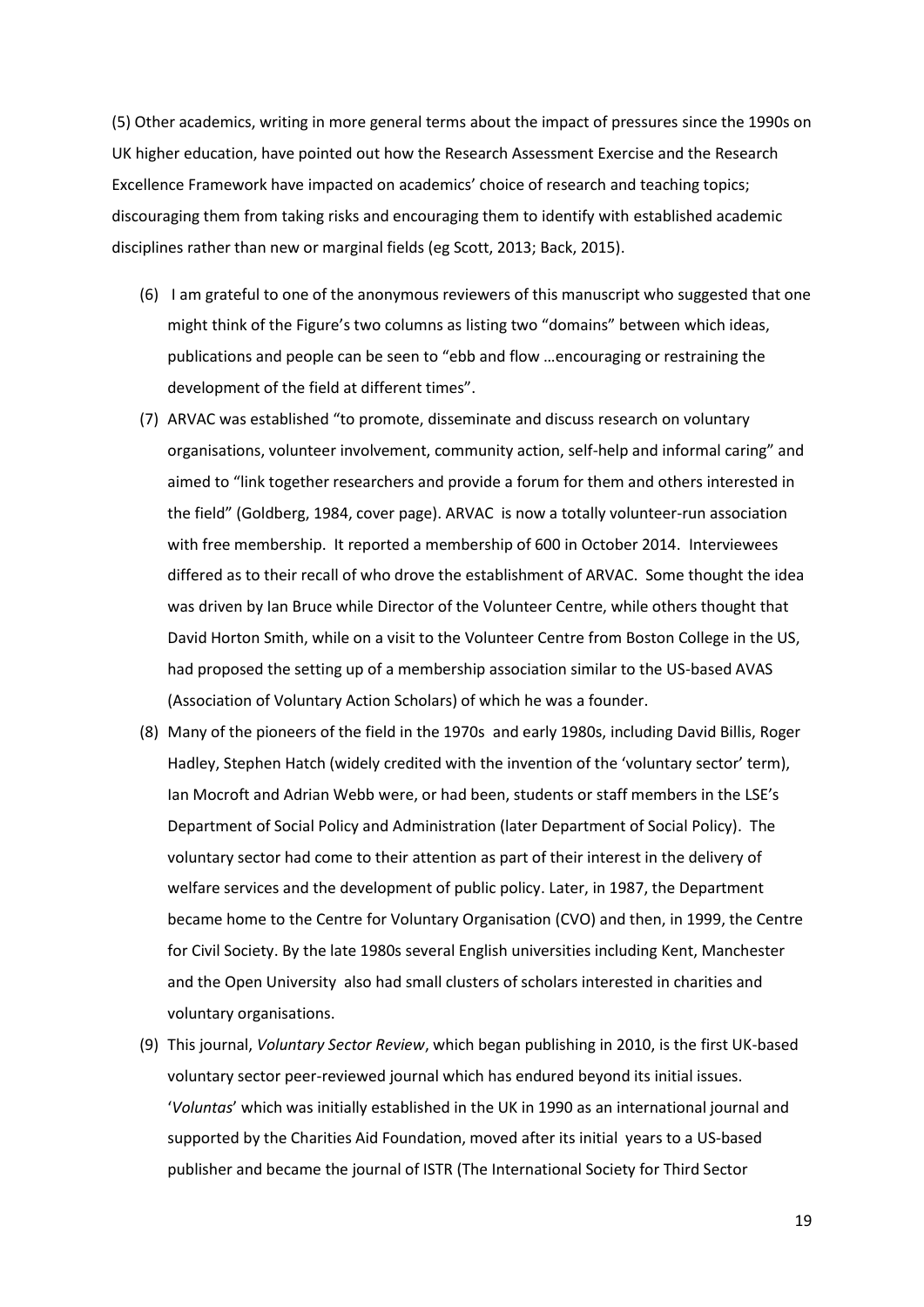(5) Other academics, writing in more general terms about the impact of pressures since the 1990s on UK higher education, have pointed out how the Research Assessment Exercise and the Research Excellence Framework have impacted on academics' choice of research and teaching topics; discouraging them from taking risks and encouraging them to identify with established academic disciplines rather than new or marginal fields (eg Scott, 2013; Back, 2015).

(6) I am grateful to one of the anonymous reviewers of this manuscript who suggested that one might think of the Figure's two columns as listing two "domains" between which ideas, publications and people can be seen to "ebb and flow …encouraging or restraining the development of the field at different times".

(7) ARVAC was established "to promote, disseminate and discuss research on voluntary organisations, volunteer involvement, community action, self-help and informal caring" and aimed to "link together researchers and provide a forum for them and others interested in the field" (Goldberg, 1984, cover page). ARVAC is now a totally volunteer-run association with free membership. It reported a membership of 600 in October 2014. Interviewees differed as to their recall of who drove the establishment of ARVAC. Some thought the idea was driven by Ian Bruce while Director of the Volunteer Centre, while others thought that David Horton Smith, while on a visit to the Volunteer Centre from Boston College in the US, had proposed the setting up of a membership association similar to the US-based AVAS (Association of Voluntary Action Scholars) of which he was a founder.

(8) Many of the pioneers of the field in the 1970s and early 1980s, including David Billis, Roger Hadley, Stephen Hatch (widely credited with the invention of the 'voluntary sector' term), Ian Mocroft and Adrian Webb were, or had been, students or staff members in the LSE's Department of Social Policy and Administration (later Department of Social Policy). The voluntary sector had come to their attention as part of their interest in the delivery of welfare services and the development of public policy. Later, in 1987, the Department became home to the Centre for Voluntary Organisation (CVO) and then, in 1999, the Centre for Civil Society. By the late 1980s several English universities including Kent, Manchester and the Open University also had small clusters of scholars interested in charities and voluntary organisations.

(9) This journal, *Voluntary Sector Review*, which began publishing in 2010, is the first UK-based voluntary sector peer-reviewed journal which has endured beyond its initial issues. '*Voluntas*' which was initially established in the UK in 1990 as an international journal and supported by the Charities Aid Foundation, moved after its initial years to a US-based publisher and became the journal of ISTR (The International Society for Third Sector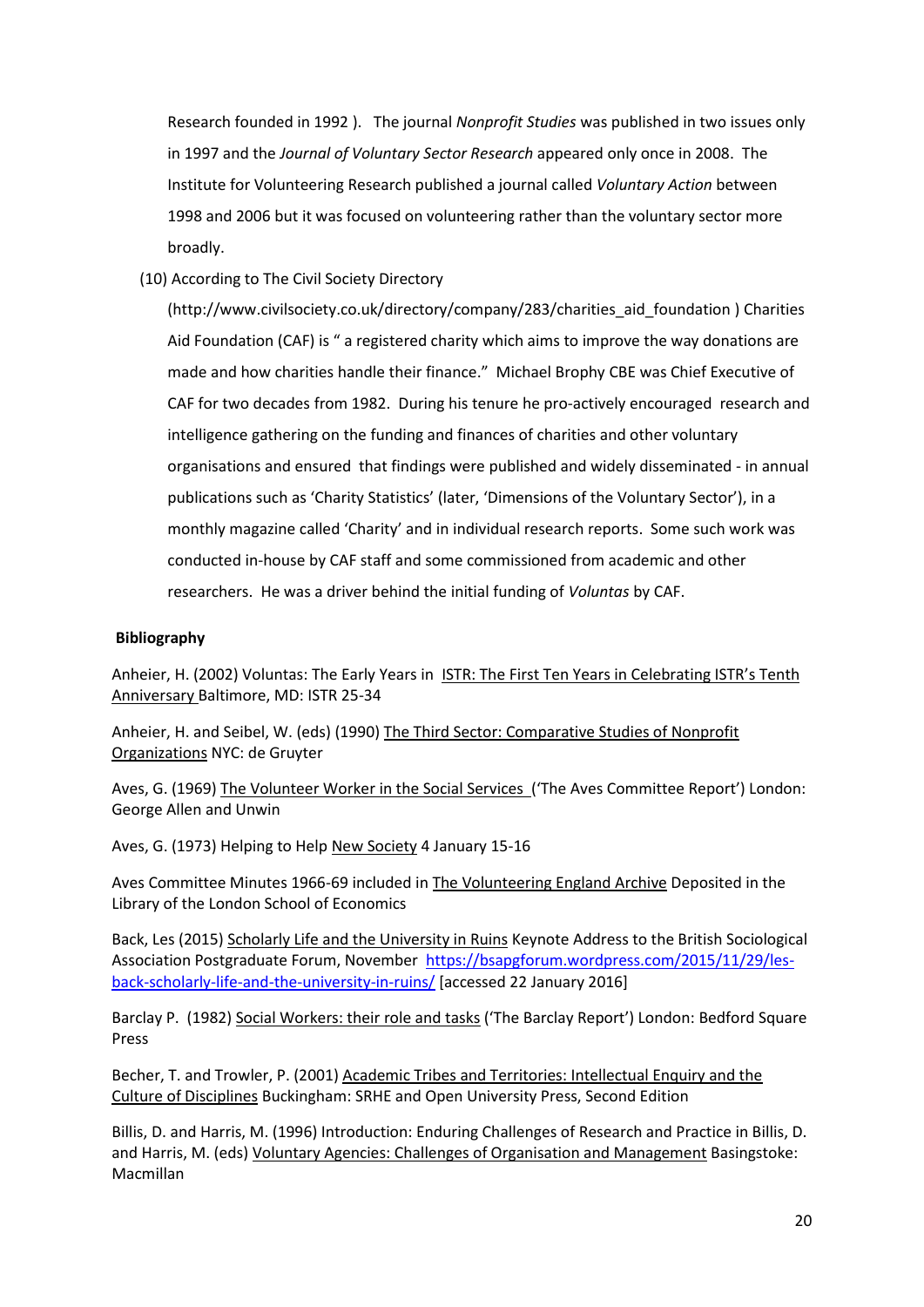Research founded in 1992 ). The journal *Nonprofit Studies* was published in two issues only in 1997 and the *Journal of Voluntary Sector Research* appeared only once in 2008. The Institute for Volunteering Research published a journal called *Voluntary Action* between 1998 and 2006 but it was focused on volunteering rather than the voluntary sector more broadly.

(10) According to The Civil Society Directory (http://www.civilsociety.co.uk/directory/company/283/charities_aid_foundation ) Charities Aid Foundation (CAF) is " a registered charity which aims to improve the way donations are made and how charities handle their finance." Michael Brophy CBE was Chief Executive of CAF for two decades from 1982. During his tenure he pro-actively encouraged research and intelligence gathering on the funding and finances of charities and other voluntary organisations and ensured that findings were published and widely disseminated - in annual publications such as 'Charity Statistics' (later, 'Dimensions of the Voluntary Sector'), in a monthly magazine called 'Charity' and in individual research reports. Some such work was conducted in-house by CAF staff and some commissioned from academic and other researchers. He was a driver behind the initial funding of *Voluntas* by CAF.

**Bibliography**

Anheier, H. (2002) Voluntas: The Early Years in ISTR: The First Ten Years in Celebrating ISTR's Tenth Anniversary Baltimore, MD: ISTR 25-34

Anheier, H. and Seibel, W. (eds) (1990) The Third Sector: Comparative Studies of Nonprofit Organizations NYC: de Gruyter

Aves, G. (1969) The Volunteer Worker in the Social Services ('The Aves Committee Report') London: George Allen and Unwin

Aves, G. (1973) Helping to Help New Society 4 January 15-16

Aves Committee Minutes 1966-69 included in The Volunteering England Archive Deposited in the Library of the London School of Economics

Back, Les (2015) Scholarly Life and the University in Ruins Keynote Address to the British Sociological Association Postgraduate Forum, November https://bsapgforum.wordpress.com/2015/11/29/les-back-scholarly-life-and-the-university-in-ruins/ [accessed 22 January 2016]

Barclay P. (1982) Social Workers: their role and tasks ('The Barclay Report') London: Bedford Square Press

Becher, T. and Trowler, P. (2001) Academic Tribes and Territories: Intellectual Enquiry and the Culture of Disciplines Buckingham: SRHE and Open University Press, Second Edition

Billis, D. and Harris, M. (1996) Introduction: Enduring Challenges of Research and Practice in Billis, D. and Harris, M. (eds) Voluntary Agencies: Challenges of Organisation and Management Basingstoke: Macmillan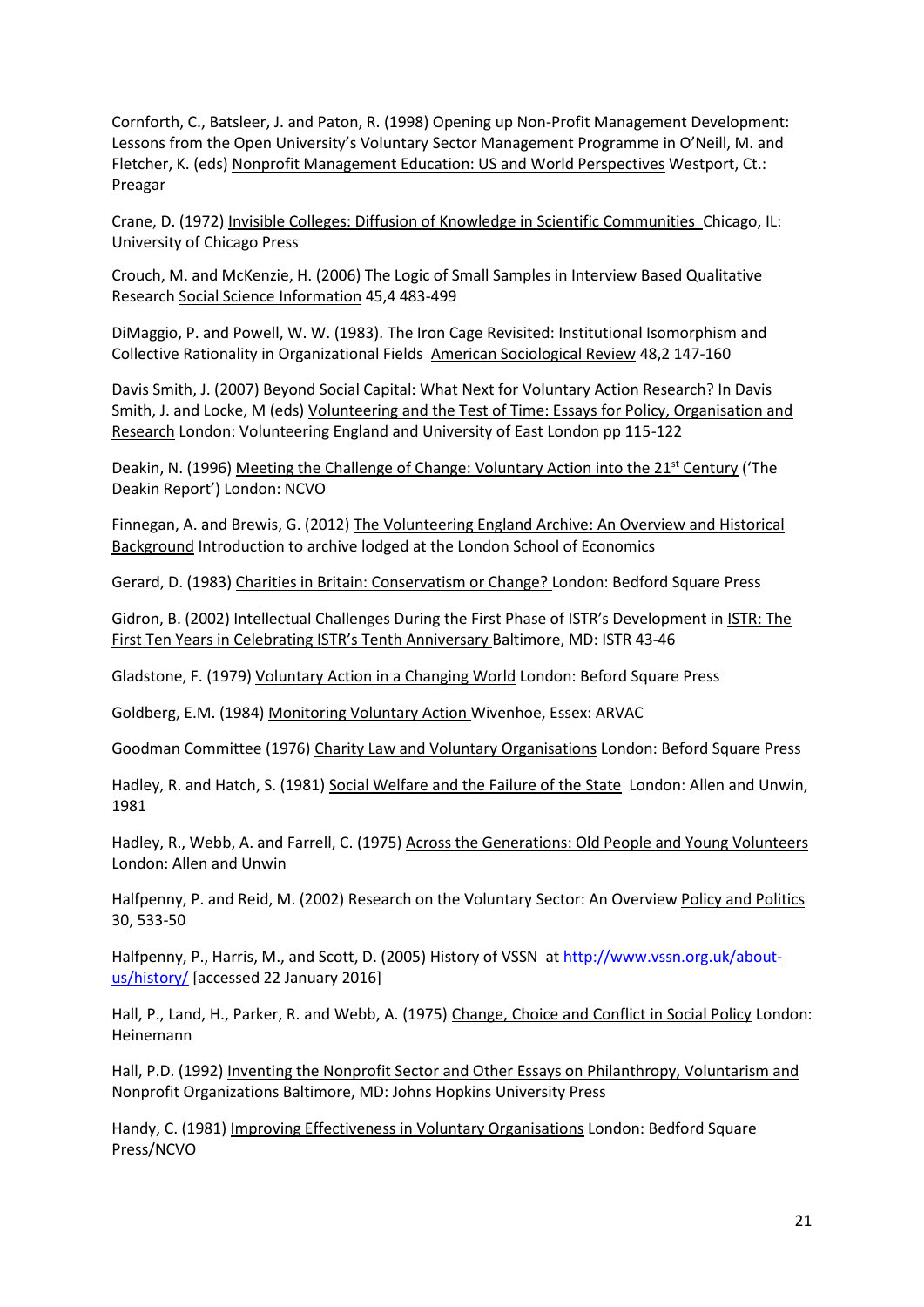Cornforth, C., Batsleer, J. and Paton, R. (1998) Opening up Non-Profit Management Development: Lessons from the Open University's Voluntary Sector Management Programme in O'Neill, M. and Fletcher, K. (eds) Nonprofit Management Education: US and World Perspectives Westport, Ct.: Preagar

Crane, D. (1972) Invisible Colleges: Diffusion of Knowledge in Scientific Communities Chicago, IL: University of Chicago Press

Crouch, M. and McKenzie, H. (2006) The Logic of Small Samples in Interview Based Qualitative Research Social Science Information 45,4 483-499

DiMaggio, P. and Powell, W. W. (1983). The Iron Cage Revisited: Institutional Isomorphism and Collective Rationality in Organizational Fields American Sociological Review 48,2 147-160

Davis Smith, J. (2007) Beyond Social Capital: What Next for Voluntary Action Research? In Davis Smith, J. and Locke, M (eds) Volunteering and the Test of Time: Essays for Policy, Organisation and Research London: Volunteering England and University of East London pp 115-122

Deakin, N. (1996) Meeting the Challenge of Change: Voluntary Action into the 21st Century ('The Deakin Report') London: NCVO

Finnegan, A. and Brewis, G. (2012) The Volunteering England Archive: An Overview and Historical Background Introduction to archive lodged at the London School of Economics

Gerard, D. (1983) Charities in Britain: Conservatism or Change? London: Bedford Square Press

Gidron, B. (2002) Intellectual Challenges During the First Phase of ISTR's Development in ISTR: The First Ten Years in Celebrating ISTR's Tenth Anniversary Baltimore, MD: ISTR 43-46

Gladstone, F. (1979) Voluntary Action in a Changing World London: Beford Square Press

Goldberg, E.M. (1984) Monitoring Voluntary Action Wivenhoe, Essex: ARVAC

Goodman Committee (1976) Charity Law and Voluntary Organisations London: Beford Square Press

Hadley, R. and Hatch, S. (1981) Social Welfare and the Failure of the State London: Allen and Unwin, 1981

Hadley, R., Webb, A. and Farrell, C. (1975) Across the Generations: Old People and Young Volunteers London: Allen and Unwin

Halfpenny, P. and Reid, M. (2002) Research on the Voluntary Sector: An Overview Policy and Politics 30, 533-50

Halfpenny, P., Harris, M., and Scott, D. (2005) History of VSSN at http://www.vssn.org.uk/about-us/history/ [accessed 22 January 2016]

Hall, P., Land, H., Parker, R. and Webb, A. (1975) Change, Choice and Conflict in Social Policy London: Heinemann

Hall, P.D. (1992) Inventing the Nonprofit Sector and Other Essays on Philanthropy, Voluntarism and Nonprofit Organizations Baltimore, MD: Johns Hopkins University Press

Handy, C. (1981) Improving Effectiveness in Voluntary Organisations London: Bedford Square Press/NCVO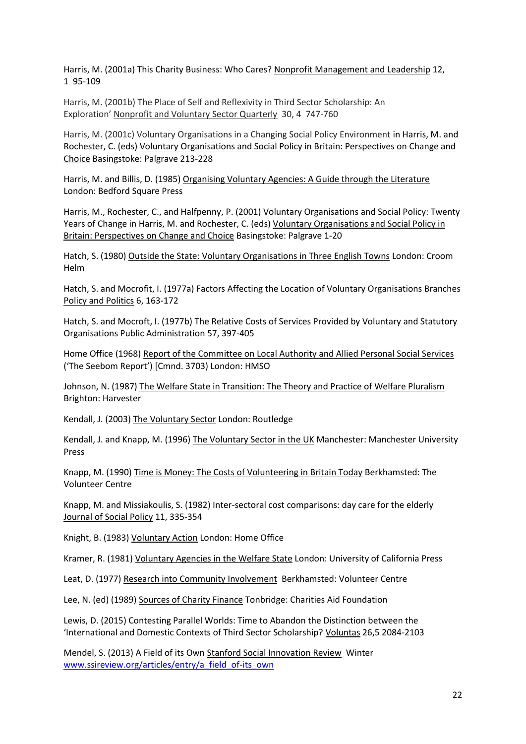Harris, M. (2001a) This Charity Business: Who Cares? Nonprofit Management and Leadership 12, 1 95-109

Harris, M. (2001b) The Place of Self and Reflexivity in Third Sector Scholarship: An Exploration' Nonprofit and Voluntary Sector Quarterly 30, 4 747-760

Harris, M. (2001c) Voluntary Organisations in a Changing Social Policy Environment in Harris, M. and Rochester, C. (eds) Voluntary Organisations and Social Policy in Britain: Perspectives on Change and Choice Basingstoke: Palgrave 213-228

Harris, M. and Billis, D. (1985) Organising Voluntary Agencies: A Guide through the Literature London: Bedford Square Press

Harris, M., Rochester, C., and Halfpenny, P. (2001) Voluntary Organisations and Social Policy: Twenty Years of Change in Harris, M. and Rochester, C. (eds) Voluntary Organisations and Social Policy in Britain: Perspectives on Change and Choice Basingstoke: Palgrave 1-20

Hatch, S. (1980) Outside the State: Voluntary Organisations in Three English Towns London: Croom Helm

Hatch, S. and Mocrofit, I. (1977a) Factors Affecting the Location of Voluntary Organisations Branches Policy and Politics 6, 163-172

Hatch, S. and Mocroft, I. (1977b) The Relative Costs of Services Provided by Voluntary and Statutory Organisations Public Administration 57, 397-405

Home Office (1968) Report of the Committee on Local Authority and Allied Personal Social Services ('The Seebom Report') [Cmnd. 3703) London: HMSO

Johnson, N. (1987) The Welfare State in Transition: The Theory and Practice of Welfare Pluralism Brighton: Harvester

Kendall, J. (2003) The Voluntary Sector London: Routledge

Kendall, J. and Knapp, M. (1996) The Voluntary Sector in the UK Manchester: Manchester University Press

Knapp, M. (1990) Time is Money: The Costs of Volunteering in Britain Today Berkhamsted: The Volunteer Centre

Knapp, M. and Missiakoulis, S. (1982) Inter-sectoral cost comparisons: day care for the elderly Journal of Social Policy 11, 335-354

Knight, B. (1983) Voluntary Action London: Home Office

Kramer, R. (1981) Voluntary Agencies in the Welfare State London: University of California Press

Leat, D. (1977) Research into Community Involvement Berkhamsted: Volunteer Centre

Lee, N. (ed) (1989) Sources of Charity Finance Tonbridge: Charities Aid Foundation

Lewis, D. (2015) Contesting Parallel Worlds: Time to Abandon the Distinction between the 'International and Domestic Contexts of Third Sector Scholarship? Voluntas 26,5 2084-2103

Mendel, S. (2013) A Field of its Own Stanford Social Innovation Review Winter www.ssireview.org/articles/entry/a_field_of-its_own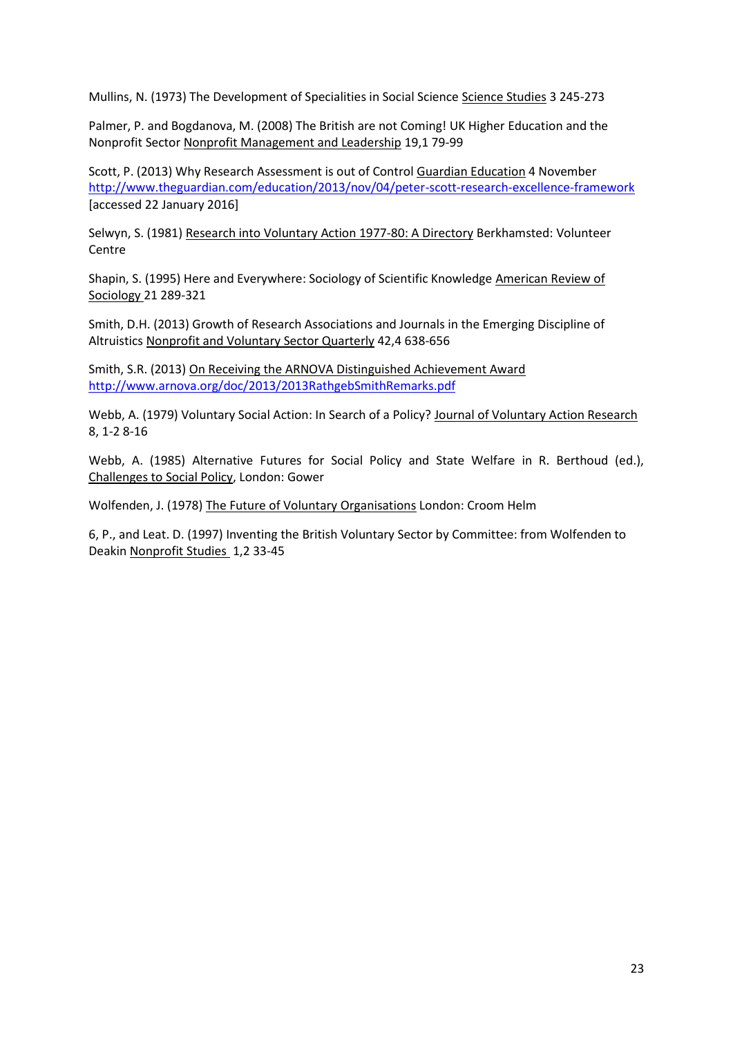Mullins, N. (1973) The Development of Specialities in Social Science Science Studies 3 245-273

Palmer, P. and Bogdanova, M. (2008) The British are not Coming! UK Higher Education and the Nonprofit Sector Nonprofit Management and Leadership 19,1 79-99

Scott, P. (2013) Why Research Assessment is out of Control Guardian Education 4 November http://www.theguardian.com/education/2013/nov/04/peter-scott-research-excellence-framework [accessed 22 January 2016]

Selwyn, S. (1981) Research into Voluntary Action 1977-80: A Directory Berkhamsted: Volunteer Centre

Shapin, S. (1995) Here and Everywhere: Sociology of Scientific Knowledge American Review of Sociology 21 289-321

Smith, D.H. (2013) Growth of Research Associations and Journals in the Emerging Discipline of Altruistics Nonprofit and Voluntary Sector Quarterly 42,4 638-656

Smith, S.R. (2013) On Receiving the ARNOVA Distinguished Achievement Award http://www.arnova.org/doc/2013/2013RathgebSmithRemarks.pdf

Webb, A. (1979) Voluntary Social Action: In Search of a Policy? Journal of Voluntary Action Research 8, 1-2 8-16

Webb, A. (1985) Alternative Futures for Social Policy and State Welfare in R. Berthoud (ed.), Challenges to Social Policy, London: Gower

Wolfenden, J. (1978) The Future of Voluntary Organisations London: Croom Helm

6, P., and Leat. D. (1997) Inventing the British Voluntary Sector by Committee: from Wolfenden to Deakin Nonprofit Studies 1,2 33-45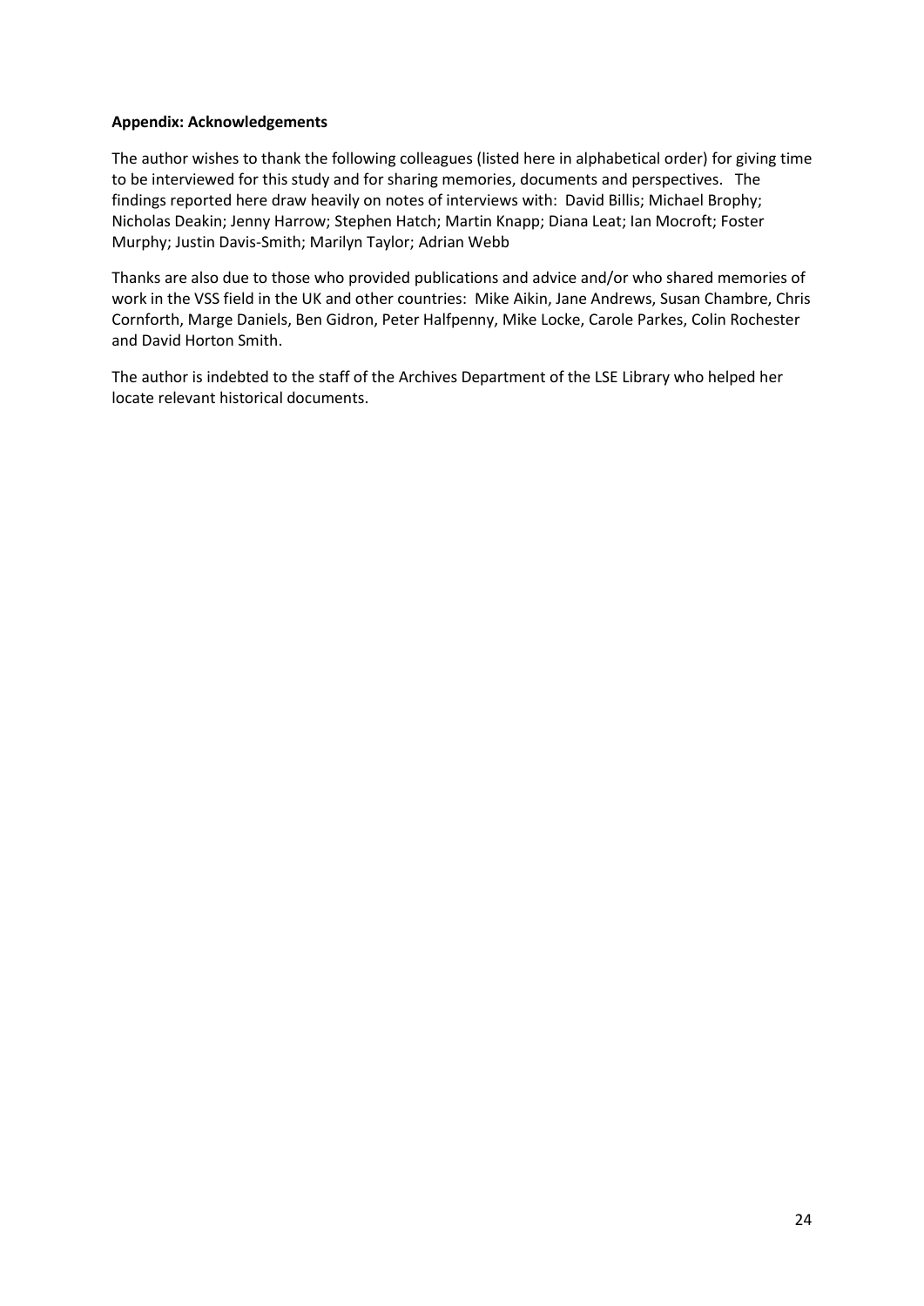**Appendix: Acknowledgements**

The author wishes to thank the following colleagues (listed here in alphabetical order) for giving time to be interviewed for this study and for sharing memories, documents and perspectives. The findings reported here draw heavily on notes of interviews with: David Billis; Michael Brophy; Nicholas Deakin; Jenny Harrow; Stephen Hatch; Martin Knapp; Diana Leat; Ian Mocroft; Foster Murphy; Justin Davis-Smith; Marilyn Taylor; Adrian Webb

Thanks are also due to those who provided publications and advice and/or who shared memories of work in the VSS field in the UK and other countries: Mike Aikin, Jane Andrews, Susan Chambre, Chris Cornforth, Marge Daniels, Ben Gidron, Peter Halfpenny, Mike Locke, Carole Parkes, Colin Rochester and David Horton Smith.

The author is indebted to the staff of the Archives Department of the LSE Library who helped her locate relevant historical documents.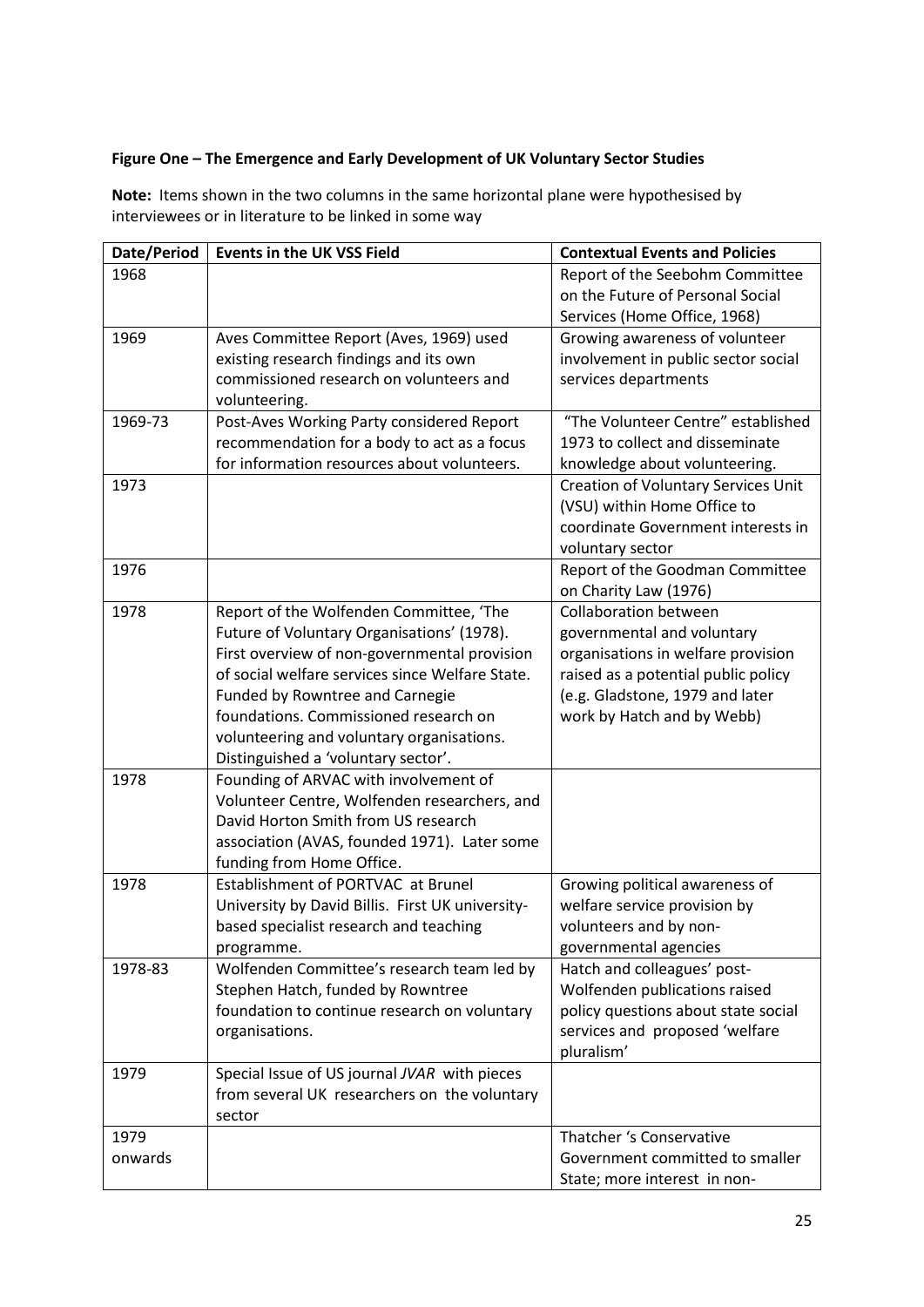**Figure One – The Emergence and Early Development of UK Voluntary Sector Studies**

**Note:** Items shown in the two columns in the same horizontal plane were hypothesised by interviewees or in literature to be linked in some way

| Date/Period | Events in the UK VSS Field | Contextual Events and Policies |
|---|---|---|
| 1968 | | Report of the Seebohm Committee on the Future of Personal Social Services (Home Office, 1968) |
| 1969 | Aves Committee Report (Aves, 1969) used existing research findings and its own commissioned research on volunteers and volunteering. | Growing awareness of volunteer involvement in public sector social services departments |
| 1969-73 | Post-Aves Working Party considered Report recommendation for a body to act as a focus for information resources about volunteers. | "The Volunteer Centre" established 1973 to collect and disseminate knowledge about volunteering. |
| 1973 | | Creation of Voluntary Services Unit (VSU) within Home Office to coordinate Government interests in voluntary sector |
| 1976 | | Report of the Goodman Committee on Charity Law (1976) |
| 1978 | Report of the Wolfenden Committee, 'The Future of Voluntary Organisations' (1978). First overview of non-governmental provision of social welfare services since Welfare State. Funded by Rowntree and Carnegie foundations. Commissioned research on volunteering and voluntary organisations. Distinguished a 'voluntary sector'. | Collaboration between governmental and voluntary organisations in welfare provision raised as a potential public policy (e.g. Gladstone, 1979 and later work by Hatch and by Webb) |
| 1978 | Founding of ARVAC with involvement of Volunteer Centre, Wolfenden researchers, and David Horton Smith from US research association (AVAS, founded 1971). Later some funding from Home Office. | |
| 1978 | Establishment of PORTVAC at Brunel University by David Billis. First UK university-based specialist research and teaching programme. | Growing political awareness of welfare service provision by volunteers and by non-governmental agencies |
| 1978-83 | Wolfenden Committee's research team led by Stephen Hatch, funded by Rowntree foundation to continue research on voluntary organisations. | Hatch and colleagues' post-Wolfenden publications raised policy questions about state social services and proposed 'welfare pluralism' |
| 1979 | Special Issue of US journal *JVAR* with pieces from several UK researchers on the voluntary sector | |
| 1979 onwards | | Thatcher 's Conservative Government committed to smaller State; more interest in non- |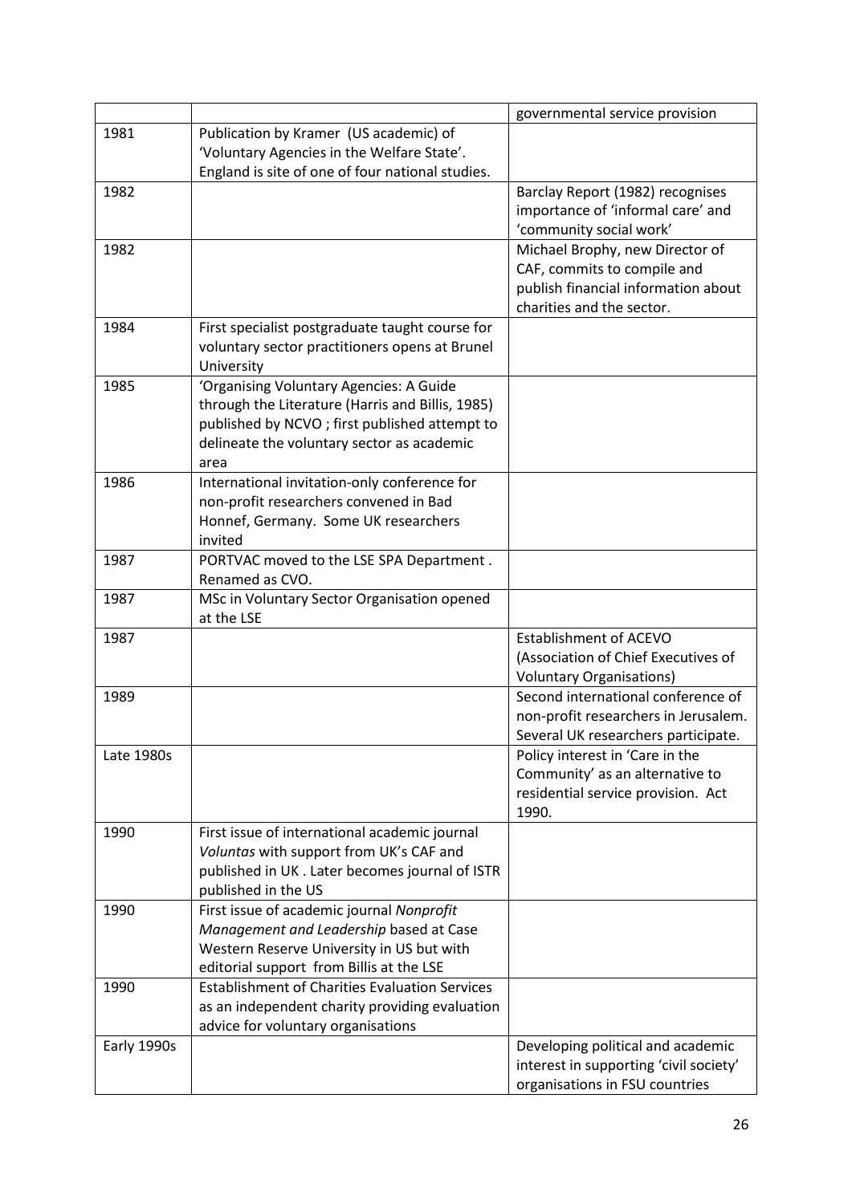| | | governmental service provision |
|---|---|---|
| 1981 | Publication by Kramer (US academic) of 'Voluntary Agencies in the Welfare State'. England is site of one of four national studies. | |
| 1982 | | Barclay Report (1982) recognises importance of 'informal care' and 'community social work' |
| 1982 | | Michael Brophy, new Director of CAF, commits to compile and publish financial information about charities and the sector. |
| 1984 | First specialist postgraduate taught course for voluntary sector practitioners opens at Brunel University | |
| 1985 | 'Organising Voluntary Agencies: A Guide through the Literature (Harris and Billis, 1985) published by NCVO ; first published attempt to delineate the voluntary sector as academic area | |
| 1986 | International invitation-only conference for non-profit researchers convened in Bad Honnef, Germany. Some UK researchers invited | |
| 1987 | PORTVAC moved to the LSE SPA Department . Renamed as CVO. | |
| 1987 | MSc in Voluntary Sector Organisation opened at the LSE | |
| 1987 | | Establishment of ACEVO (Association of Chief Executives of Voluntary Organisations) |
| 1989 | | Second international conference of non-profit researchers in Jerusalem. Several UK researchers participate. |
| Late 1980s | | Policy interest in 'Care in the Community' as an alternative to residential service provision. Act 1990. |
| 1990 | First issue of international academic journal *Voluntas* with support from UK's CAF and published in UK . Later becomes journal of ISTR published in the US | |
| 1990 | First issue of academic journal *Nonprofit Management and Leadership* based at Case Western Reserve University in US but with editorial support from Billis at the LSE | |
| 1990 | Establishment of Charities Evaluation Services as an independent charity providing evaluation advice for voluntary organisations | |
| Early 1990s | | Developing political and academic interest in supporting 'civil society' organisations in FSU countries |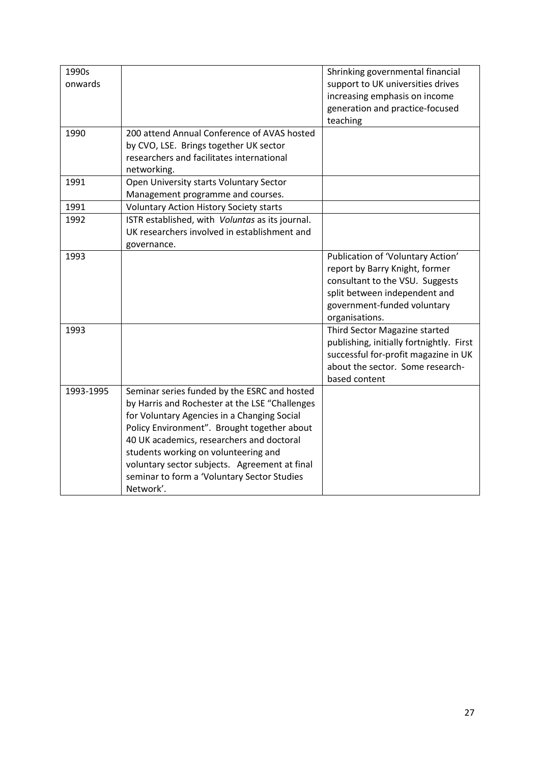| | | |
|---|---|---|
| 1990s onwards | | Shrinking governmental financial support to UK universities drives increasing emphasis on income generation and practice-focused teaching |
| 1990 | 200 attend Annual Conference of AVAS hosted by CVO, LSE. Brings together UK sector researchers and facilitates international networking. | |
| 1991 | Open University starts Voluntary Sector Management programme and courses. | |
| 1991 | Voluntary Action History Society starts | |
| 1992 | ISTR established, with *Voluntas* as its journal. UK researchers involved in establishment and governance. | |
| 1993 | | Publication of 'Voluntary Action' report by Barry Knight, former consultant to the VSU. Suggests split between independent and government-funded voluntary organisations. |
| 1993 | | Third Sector Magazine started publishing, initially fortnightly. First successful for-profit magazine in UK about the sector. Some research-based content |
| 1993-1995 | Seminar series funded by the ESRC and hosted by Harris and Rochester at the LSE "Challenges for Voluntary Agencies in a Changing Social Policy Environment". Brought together about 40 UK academics, researchers and doctoral students working on volunteering and voluntary sector subjects. Agreement at final seminar to form a 'Voluntary Sector Studies Network'. | |